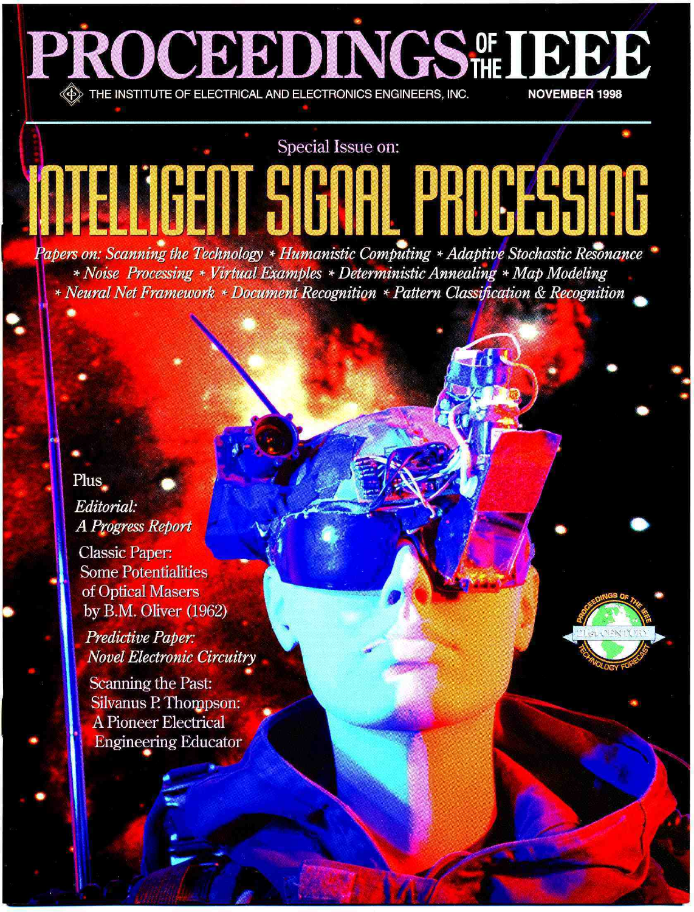# PROCEEDINGS OF THE IEEE

THE INSTITUTE OF ELECTRICAL AND ELECTRONICS ENGINEERS, INC.

NOVEMBER 1998

Special Issue on:

# INTELLIGENT SIGNAL PROCESSING

*Papers on: Scanning the Technology * Humanistic Computing * Adaptive Stochastic Resonance * Noise Processing * Virtual Examples * Deterministic Annealing * Map Modeling * Neural Net Framework * Document Recognition * Pattern Classification & Recognition*

Plus

*Editorial:*
*A Progress Report*

Classic Paper:
Some Potentialities of Optical Masers
by B.M. Oliver (1962)

*Predictive Paper:*
*Novel Electronic Circuitry*

Scanning the Past:
Silvanus P. Thompson:
A Pioneer Electrical Engineering Educator

PROCEEDINGS OF THE IEEE
21st CENTURY
TECHNOLOGY FORECAST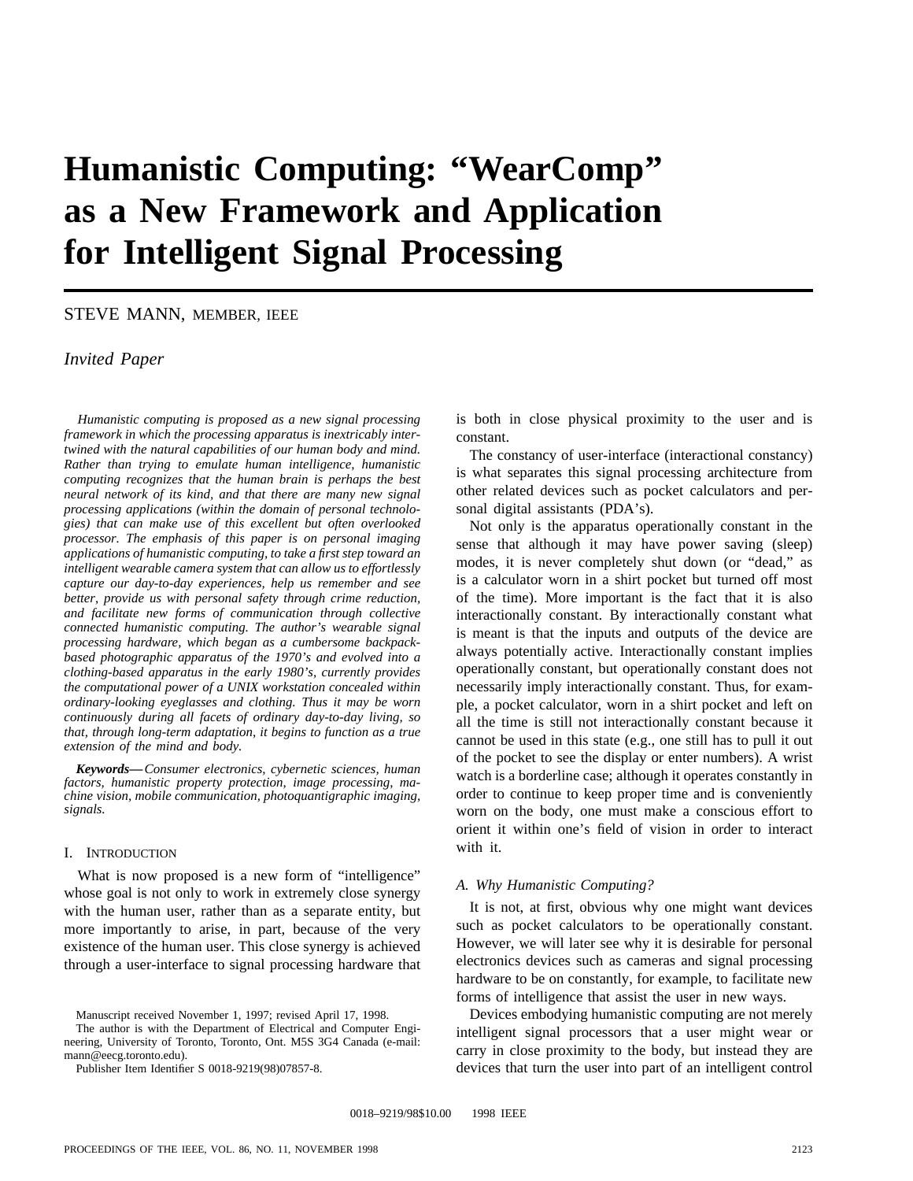# Humanistic Computing: "WearComp" as a New Framework and Application for Intelligent Signal Processing

STEVE MANN, MEMBER, IEEE

*Invited Paper*

*Humanistic computing is proposed as a new signal processing framework in which the processing apparatus is inextricably intertwined with the natural capabilities of our human body and mind. Rather than trying to emulate human intelligence, humanistic computing recognizes that the human brain is perhaps the best neural network of its kind, and that there are many new signal processing applications (within the domain of personal technologies) that can make use of this excellent but often overlooked processor. The emphasis of this paper is on personal imaging applications of humanistic computing, to take a first step toward an intelligent wearable camera system that can allow us to effortlessly capture our day-to-day experiences, help us remember and see better, provide us with personal safety through crime reduction, and facilitate new forms of communication through collective connected humanistic computing. The author's wearable signal processing hardware, which began as a cumbersome backpack-based photographic apparatus of the 1970's and evolved into a clothing-based apparatus in the early 1980's, currently provides the computational power of a UNIX workstation concealed within ordinary-looking eyeglasses and clothing. Thus it may be worn continuously during all facets of ordinary day-to-day living, so that, through long-term adaptation, it begins to function as a true extension of the mind and body.*

***Keywords—****Consumer electronics, cybernetic sciences, human factors, humanistic property protection, image processing, machine vision, mobile communication, photoquantigraphic imaging, signals.*

## I. Introduction

What is now proposed is a new form of "intelligence" whose goal is not only to work in extremely close synergy with the human user, rather than as a separate entity, but more importantly to arise, in part, because of the very existence of the human user. This close synergy is achieved through a user-interface to signal processing hardware that is both in close physical proximity to the user and is constant.

The constancy of user-interface (interactional constancy) is what separates this signal processing architecture from other related devices such as pocket calculators and personal digital assistants (PDA's).

Not only is the apparatus operationally constant in the sense that although it may have power saving (sleep) modes, it is never completely shut down (or "dead," as is a calculator worn in a shirt pocket but turned off most of the time). More important is the fact that it is also interactionally constant. By interactionally constant what is meant is that the inputs and outputs of the device are always potentially active. Interactionally constant implies operationally constant, but operationally constant does not necessarily imply interactionally constant. Thus, for example, a pocket calculator, worn in a shirt pocket and left on all the time is still not interactionally constant because it cannot be used in this state (e.g., one still has to pull it out of the pocket to see the display or enter numbers). A wrist watch is a borderline case; although it operates constantly in order to continue to keep proper time and is conveniently worn on the body, one must make a conscious effort to orient it within one's field of vision in order to interact with it.

### A. Why Humanistic Computing?

It is not, at first, obvious why one might want devices such as pocket calculators to be operationally constant. However, we will later see why it is desirable for personal electronics devices such as cameras and signal processing hardware to be on constantly, for example, to facilitate new forms of intelligence that assist the user in new ways.

Devices embodying humanistic computing are not merely intelligent signal processors that a user might wear or carry in close proximity to the body, but instead they are devices that turn the user into part of an intelligent control

Manuscript received November 1, 1997; revised April 17, 1998.

The author is with the Department of Electrical and Computer Engineering, University of Toronto, Toronto, Ont. M5S 3G4 Canada (e-mail: mann@eecg.toronto.edu).

Publisher Item Identifier S 0018-9219(98)07857-8.

0018–9219/98$10.00 1998 IEEE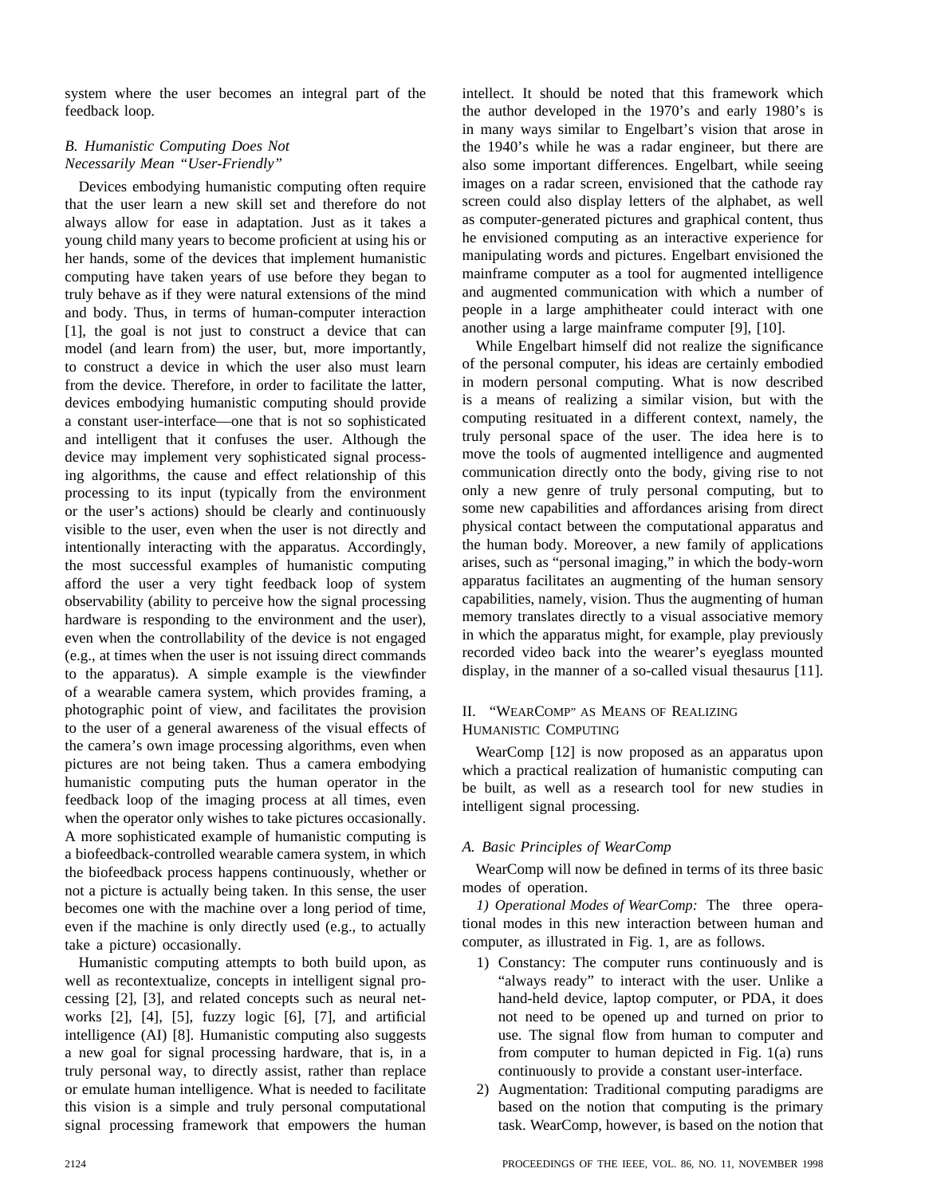system where the user becomes an integral part of the feedback loop.

### *B. Humanistic Computing Does Not Necessarily Mean "User-Friendly"*

Devices embodying humanistic computing often require that the user learn a new skill set and therefore do not always allow for ease in adaptation. Just as it takes a young child many years to become proficient at using his or her hands, some of the devices that implement humanistic computing have taken years of use before they began to truly behave as if they were natural extensions of the mind and body. Thus, in terms of human-computer interaction [1], the goal is not just to construct a device that can model (and learn from) the user, but, more importantly, to construct a device in which the user also must learn from the device. Therefore, in order to facilitate the latter, devices embodying humanistic computing should provide a constant user-interface—one that is not so sophisticated and intelligent that it confuses the user. Although the device may implement very sophisticated signal processing algorithms, the cause and effect relationship of this processing to its input (typically from the environment or the user's actions) should be clearly and continuously visible to the user, even when the user is not directly and intentionally interacting with the apparatus. Accordingly, the most successful examples of humanistic computing afford the user a very tight feedback loop of system observability (ability to perceive how the signal processing hardware is responding to the environment and the user), even when the controllability of the device is not engaged (e.g., at times when the user is not issuing direct commands to the apparatus). A simple example is the viewfinder of a wearable camera system, which provides framing, a photographic point of view, and facilitates the provision to the user of a general awareness of the visual effects of the camera's own image processing algorithms, even when pictures are not being taken. Thus a camera embodying humanistic computing puts the human operator in the feedback loop of the imaging process at all times, even when the operator only wishes to take pictures occasionally. A more sophisticated example of humanistic computing is a biofeedback-controlled wearable camera system, in which the biofeedback process happens continuously, whether or not a picture is actually being taken. In this sense, the user becomes one with the machine over a long period of time, even if the machine is only directly used (e.g., to actually take a picture) occasionally.

Humanistic computing attempts to both build upon, as well as recontextualize, concepts in intelligent signal processing [2], [3], and related concepts such as neural networks [2], [4], [5], fuzzy logic [6], [7], and artificial intelligence (AI) [8]. Humanistic computing also suggests a new goal for signal processing hardware, that is, in a truly personal way, to directly assist, rather than replace or emulate human intelligence. What is needed to facilitate this vision is a simple and truly personal computational signal processing framework that empowers the human intellect. It should be noted that this framework which the author developed in the 1970's and early 1980's is in many ways similar to Engelbart's vision that arose in the 1940's while he was a radar engineer, but there are also some important differences. Engelbart, while seeing images on a radar screen, envisioned that the cathode ray screen could also display letters of the alphabet, as well as computer-generated pictures and graphical content, thus he envisioned computing as an interactive experience for manipulating words and pictures. Engelbart envisioned the mainframe computer as a tool for augmented intelligence and augmented communication with which a number of people in a large amphitheater could interact with one another using a large mainframe computer [9], [10].

While Engelbart himself did not realize the significance of the personal computer, his ideas are certainly embodied in modern personal computing. What is now described is a means of realizing a similar vision, but with the computing resituated in a different context, namely, the truly personal space of the user. The idea here is to move the tools of augmented intelligence and augmented communication directly onto the body, giving rise to not only a new genre of truly personal computing, but to some new capabilities and affordances arising from direct physical contact between the computational apparatus and the human body. Moreover, a new family of applications arises, such as "personal imaging," in which the body-worn apparatus facilitates an augmenting of the human sensory capabilities, namely, vision. Thus the augmenting of human memory translates directly to a visual associative memory in which the apparatus might, for example, play previously recorded video back into the wearer's eyeglass mounted display, in the manner of a so-called visual thesaurus [11].

## II. "WearComp" as Means of Realizing Humanistic Computing

WearComp [12] is now proposed as an apparatus upon which a practical realization of humanistic computing can be built, as well as a research tool for new studies in intelligent signal processing.

### *A. Basic Principles of WearComp*

WearComp will now be defined in terms of its three basic modes of operation.

*1) Operational Modes of WearComp:* The three operational modes in this new interaction between human and computer, as illustrated in Fig. 1, are as follows.

1) Constancy: The computer runs continuously and is "always ready" to interact with the user. Unlike a hand-held device, laptop computer, or PDA, it does not need to be opened up and turned on prior to use. The signal flow from human to computer and from computer to human depicted in Fig. 1(a) runs continuously to provide a constant user-interface.
2) Augmentation: Traditional computing paradigms are based on the notion that computing is the primary task. WearComp, however, is based on the notion that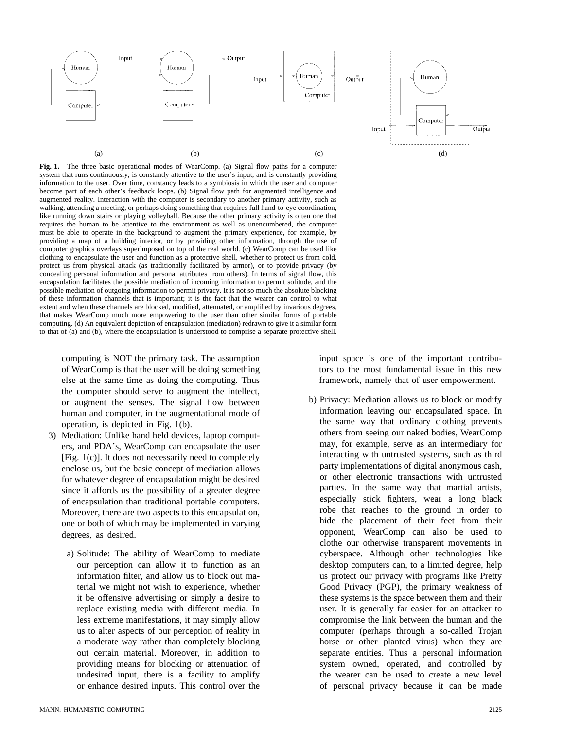**Fig. 1.** The three basic operational modes of WearComp. (a) Signal flow paths for a computer system that runs continuously, is constantly attentive to the user's input, and is constantly providing information to the user. Over time, constancy leads to a symbiosis in which the user and computer become part of each other's feedback loops. (b) Signal flow path for augmented intelligence and augmented reality. Interaction with the computer is secondary to another primary activity, such as walking, attending a meeting, or perhaps doing something that requires full hand-to-eye coordination, like running down stairs or playing volleyball. Because the other primary activity is often one that requires the human to be attentive to the environment as well as unencumbered, the computer must be able to operate in the background to augment the primary experience, for example, by providing a map of a building interior, or by providing other information, through the use of computer graphics overlays superimposed on top of the real world. (c) WearComp can be used like clothing to encapsulate the user and function as a protective shell, whether to protect us from cold, protect us from physical attack (as traditionally facilitated by armor), or to provide privacy (by concealing personal information and personal attributes from others). In terms of signal flow, this encapsulation facilitates the possible mediation of incoming information to permit solitude, and the possible mediation of outgoing information to permit privacy. It is not so much the absolute blocking of these information channels that is important; it is the fact that the wearer can control to what extent and when these channels are blocked, modified, attenuated, or amplified by invarious degrees, that makes WearComp much more empowering to the user than other similar forms of portable computing. (d) An equivalent depiction of encapsulation (mediation) redrawn to give it a similar form to that of (a) and (b), where the encapsulation is understood to comprise a separate protective shell.

computing is NOT the primary task. The assumption of WearComp is that the user will be doing something else at the same time as doing the computing. Thus the computer should serve to augment the intellect, or augment the senses. The signal flow between human and computer, in the augmentational mode of operation, is depicted in Fig. 1(b).

3) Mediation: Unlike hand held devices, laptop computers, and PDA's, WearComp can encapsulate the user [Fig. 1(c)]. It does not necessarily need to completely enclose us, but the basic concept of mediation allows for whatever degree of encapsulation might be desired since it affords us the possibility of a greater degree of encapsulation than traditional portable computers. Moreover, there are two aspects to this encapsulation, one or both of which may be implemented in varying degrees, as desired.

   a) Solitude: The ability of WearComp to mediate our perception can allow it to function as an information filter, and allow us to block out material we might not wish to experience, whether it be offensive advertising or simply a desire to replace existing media with different media. In less extreme manifestations, it may simply allow us to alter aspects of our perception of reality in a moderate way rather than completely blocking out certain material. Moreover, in addition to providing means for blocking or attenuation of undesired input, there is a facility to amplify or enhance desired inputs. This control over the input space is one of the important contributors to the most fundamental issue in this new framework, namely that of user empowerment.

   b) Privacy: Mediation allows us to block or modify information leaving our encapsulated space. In the same way that ordinary clothing prevents others from seeing our naked bodies, WearComp may, for example, serve as an intermediary for interacting with untrusted systems, such as third party implementations of digital anonymous cash, or other electronic transactions with untrusted parties. In the same way that martial artists, especially stick fighters, wear a long black robe that reaches to the ground in order to hide the placement of their feet from their opponent, WearComp can also be used to clothe our otherwise transparent movements in cyberspace. Although other technologies like desktop computers can, to a limited degree, help us protect our privacy with programs like Pretty Good Privacy (PGP), the primary weakness of these systems is the space between them and their user. It is generally far easier for an attacker to compromise the link between the human and the computer (perhaps through a so-called Trojan horse or other planted virus) when they are separate entities. Thus a personal information system owned, operated, and controlled by the wearer can be used to create a new level of personal privacy because it can be made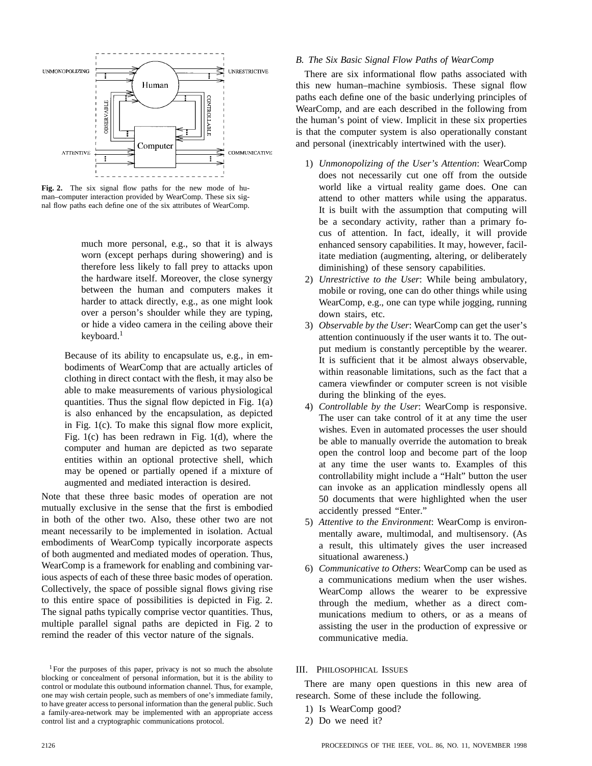UNMONOPOLIZING

UNRESTRICTIVE

Human

OBSERVABLE

CONTROLLABLE

Computer

ATTENTIVE

COMMUNICATIVE

**Fig. 2.** The six signal flow paths for the new mode of human–computer interaction provided by WearComp. These six signal flow paths each define one of the six attributes of WearComp.

much more personal, e.g., so that it is always worn (except perhaps during showering) and is therefore less likely to fall prey to attacks upon the hardware itself. Moreover, the close synergy between the human and computers makes it harder to attack directly, e.g., as one might look over a person's shoulder while they are typing, or hide a video camera in the ceiling above their keyboard.[1]

Because of its ability to encapsulate us, e.g., in embodiments of WearComp that are actually articles of clothing in direct contact with the flesh, it may also be able to make measurements of various physiological quantities. Thus the signal flow depicted in Fig. 1(a) is also enhanced by the encapsulation, as depicted in Fig. 1(c). To make this signal flow more explicit, Fig. 1(c) has been redrawn in Fig. 1(d), where the computer and human are depicted as two separate entities within an optional protective shell, which may be opened or partially opened if a mixture of augmented and mediated interaction is desired.

Note that these three basic modes of operation are not mutually exclusive in the sense that the first is embodied in both of the other two. Also, these other two are not meant necessarily to be implemented in isolation. Actual embodiments of WearComp typically incorporate aspects of both augmented and mediated modes of operation. Thus, WearComp is a framework for enabling and combining various aspects of each of these three basic modes of operation. Collectively, the space of possible signal flows giving rise to this entire space of possibilities is depicted in Fig. 2. The signal paths typically comprise vector quantities. Thus, multiple parallel signal paths are depicted in Fig. 2 to remind the reader of this vector nature of the signals.

[1] For the purposes of this paper, privacy is not so much the absolute blocking or concealment of personal information, but it is the ability to control or modulate this outbound information channel. Thus, for example, one may wish certain people, such as members of one's immediate family, to have greater access to personal information than the general public. Such a family-area-network may be implemented with an appropriate access control list and a cryptographic communications protocol.

### *B. The Six Basic Signal Flow Paths of WearComp*

There are six informational flow paths associated with this new human–machine symbiosis. These signal flow paths each define one of the basic underlying principles of WearComp, and are each described in the following from the human's point of view. Implicit in these six properties is that the computer system is also operationally constant and personal (inextricably intertwined with the user).

1) *Unmonopolizing of the User's Attention*: WearComp does not necessarily cut one off from the outside world like a virtual reality game does. One can attend to other matters while using the apparatus. It is built with the assumption that computing will be a secondary activity, rather than a primary focus of attention. In fact, ideally, it will provide enhanced sensory capabilities. It may, however, facilitate mediation (augmenting, altering, or deliberately diminishing) of these sensory capabilities.
2) *Unrestrictive to the User*: While being ambulatory, mobile or roving, one can do other things while using WearComp, e.g., one can type while jogging, running down stairs, etc.
3) *Observable by the User*: WearComp can get the user's attention continuously if the user wants it to. The output medium is constantly perceptible by the wearer. It is sufficient that it be almost always observable, within reasonable limitations, such as the fact that a camera viewfinder or computer screen is not visible during the blinking of the eyes.
4) *Controllable by the User*: WearComp is responsive. The user can take control of it at any time the user wishes. Even in automated processes the user should be able to manually override the automation to break open the control loop and become part of the loop at any time the user wants to. Examples of this controllability might include a "Halt" button the user can invoke as an application mindlessly opens all 50 documents that were highlighted when the user accidently pressed "Enter."
5) *Attentive to the Environment*: WearComp is environmentally aware, multimodal, and multisensory. (As a result, this ultimately gives the user increased situational awareness.)
6) *Communicative to Others*: WearComp can be used as a communications medium when the user wishes. WearComp allows the wearer to be expressive through the medium, whether as a direct communications medium to others, or as a means of assisting the user in the production of expressive or communicative media.

## III. Philosophical Issues

There are many open questions in this new area of research. Some of these include the following.

1) Is WearComp good?
2) Do we need it?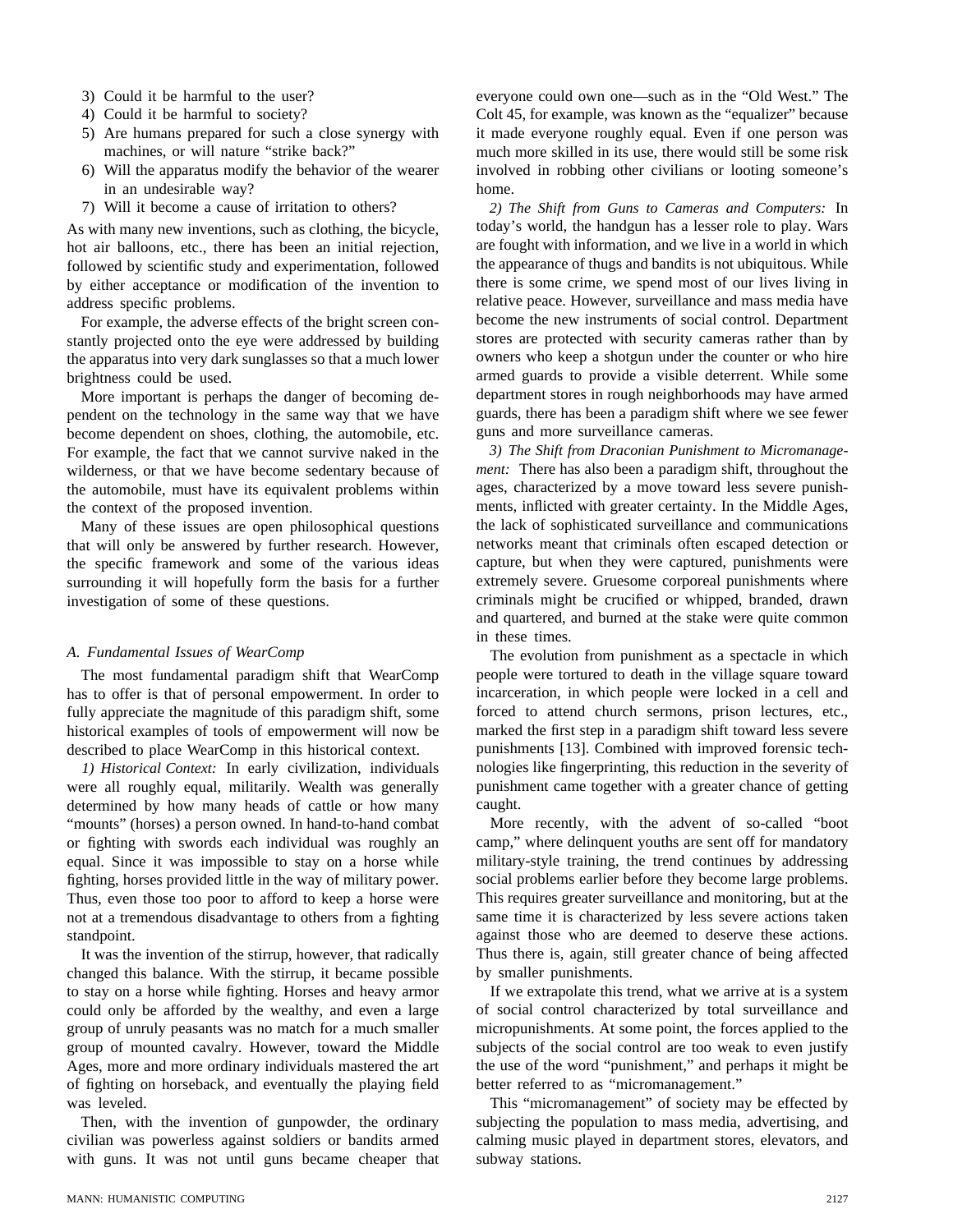3) Could it be harmful to the user?
4) Could it be harmful to society?
5) Are humans prepared for such a close synergy with machines, or will nature "strike back?"
6) Will the apparatus modify the behavior of the wearer in an undesirable way?
7) Will it become a cause of irritation to others?

As with many new inventions, such as clothing, the bicycle, hot air balloons, etc., there has been an initial rejection, followed by scientific study and experimentation, followed by either acceptance or modification of the invention to address specific problems.

For example, the adverse effects of the bright screen constantly projected onto the eye were addressed by building the apparatus into very dark sunglasses so that a much lower brightness could be used.

More important is perhaps the danger of becoming dependent on the technology in the same way that we have become dependent on shoes, clothing, the automobile, etc. For example, the fact that we cannot survive naked in the wilderness, or that we have become sedentary because of the automobile, must have its equivalent problems within the context of the proposed invention.

Many of these issues are open philosophical questions that will only be answered by further research. However, the specific framework and some of the various ideas surrounding it will hopefully form the basis for a further investigation of some of these questions.

### *A. Fundamental Issues of WearComp*

The most fundamental paradigm shift that WearComp has to offer is that of personal empowerment. In order to fully appreciate the magnitude of this paradigm shift, some historical examples of tools of empowerment will now be described to place WearComp in this historical context.

*1) Historical Context:* In early civilization, individuals were all roughly equal, militarily. Wealth was generally determined by how many heads of cattle or how many "mounts" (horses) a person owned. In hand-to-hand combat or fighting with swords each individual was roughly an equal. Since it was impossible to stay on a horse while fighting, horses provided little in the way of military power. Thus, even those too poor to afford to keep a horse were not at a tremendous disadvantage to others from a fighting standpoint.

It was the invention of the stirrup, however, that radically changed this balance. With the stirrup, it became possible to stay on a horse while fighting. Horses and heavy armor could only be afforded by the wealthy, and even a large group of unruly peasants was no match for a much smaller group of mounted cavalry. However, toward the Middle Ages, more and more ordinary individuals mastered the art of fighting on horseback, and eventually the playing field was leveled.

Then, with the invention of gunpowder, the ordinary civilian was powerless against soldiers or bandits armed with guns. It was not until guns became cheaper that everyone could own one—such as in the "Old West." The Colt 45, for example, was known as the "equalizer" because it made everyone roughly equal. Even if one person was much more skilled in its use, there would still be some risk involved in robbing other civilians or looting someone's home.

*2) The Shift from Guns to Cameras and Computers:* In today's world, the handgun has a lesser role to play. Wars are fought with information, and we live in a world in which the appearance of thugs and bandits is not ubiquitous. While there is some crime, we spend most of our lives living in relative peace. However, surveillance and mass media have become the new instruments of social control. Department stores are protected with security cameras rather than by owners who keep a shotgun under the counter or who hire armed guards to provide a visible deterrent. While some department stores in rough neighborhoods may have armed guards, there has been a paradigm shift where we see fewer guns and more surveillance cameras.

*3) The Shift from Draconian Punishment to Micromanagement:* There has also been a paradigm shift, throughout the ages, characterized by a move toward less severe punishments, inflicted with greater certainty. In the Middle Ages, the lack of sophisticated surveillance and communications networks meant that criminals often escaped detection or capture, but when they were captured, punishments were extremely severe. Gruesome corporeal punishments where criminals might be crucified or whipped, branded, drawn and quartered, and burned at the stake were quite common in these times.

The evolution from punishment as a spectacle in which people were tortured to death in the village square toward incarceration, in which people were locked in a cell and forced to attend church sermons, prison lectures, etc., marked the first step in a paradigm shift toward less severe punishments [13]. Combined with improved forensic technologies like fingerprinting, this reduction in the severity of punishment came together with a greater chance of getting caught.

More recently, with the advent of so-called "boot camp," where delinquent youths are sent off for mandatory military-style training, the trend continues by addressing social problems earlier before they become large problems. This requires greater surveillance and monitoring, but at the same time it is characterized by less severe actions taken against those who are deemed to deserve these actions. Thus there is, again, still greater chance of being affected by smaller punishments.

If we extrapolate this trend, what we arrive at is a system of social control characterized by total surveillance and micropunishments. At some point, the forces applied to the subjects of the social control are too weak to even justify the use of the word "punishment," and perhaps it might be better referred to as "micromanagement."

This "micromanagement" of society may be effected by subjecting the population to mass media, advertising, and calming music played in department stores, elevators, and subway stations.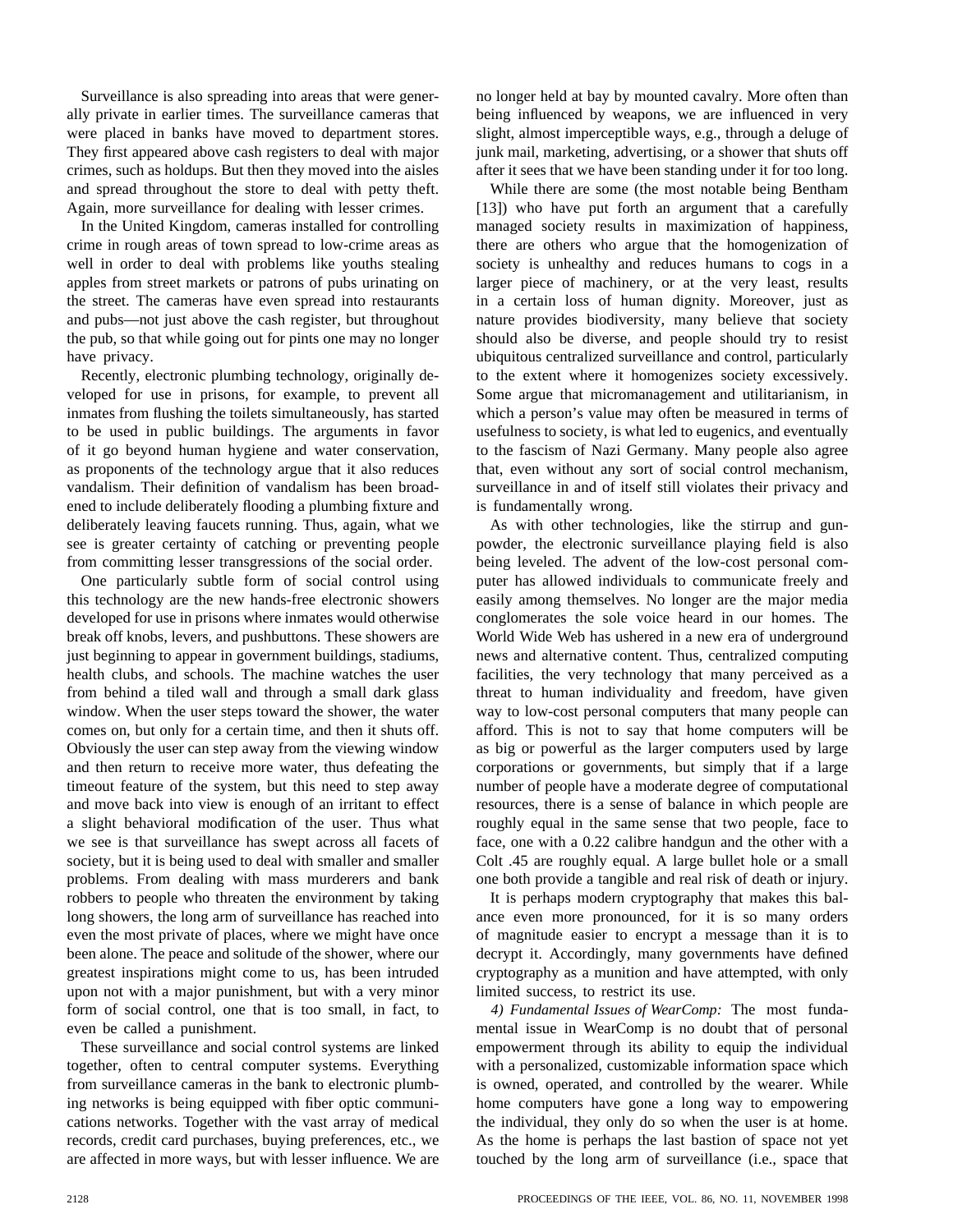Surveillance is also spreading into areas that were generally private in earlier times. The surveillance cameras that were placed in banks have moved to department stores. They first appeared above cash registers to deal with major crimes, such as holdups. But then they moved into the aisles and spread throughout the store to deal with petty theft. Again, more surveillance for dealing with lesser crimes.

In the United Kingdom, cameras installed for controlling crime in rough areas of town spread to low-crime areas as well in order to deal with problems like youths stealing apples from street markets or patrons of pubs urinating on the street. The cameras have even spread into restaurants and pubs—not just above the cash register, but throughout the pub, so that while going out for pints one may no longer have privacy.

Recently, electronic plumbing technology, originally developed for use in prisons, for example, to prevent all inmates from flushing the toilets simultaneously, has started to be used in public buildings. The arguments in favor of it go beyond human hygiene and water conservation, as proponents of the technology argue that it also reduces vandalism. Their definition of vandalism has been broadened to include deliberately flooding a plumbing fixture and deliberately leaving faucets running. Thus, again, what we see is greater certainty of catching or preventing people from committing lesser transgressions of the social order.

One particularly subtle form of social control using this technology are the new hands-free electronic showers developed for use in prisons where inmates would otherwise break off knobs, levers, and pushbuttons. These showers are just beginning to appear in government buildings, stadiums, health clubs, and schools. The machine watches the user from behind a tiled wall and through a small dark glass window. When the user steps toward the shower, the water comes on, but only for a certain time, and then it shuts off. Obviously the user can step away from the viewing window and then return to receive more water, thus defeating the timeout feature of the system, but this need to step away and move back into view is enough of an irritant to effect a slight behavioral modification of the user. Thus what we see is that surveillance has swept across all facets of society, but it is being used to deal with smaller and smaller problems. From dealing with mass murderers and bank robbers to people who threaten the environment by taking long showers, the long arm of surveillance has reached into even the most private of places, where we might have once been alone. The peace and solitude of the shower, where our greatest inspirations might come to us, has been intruded upon not with a major punishment, but with a very minor form of social control, one that is too small, in fact, to even be called a punishment.

These surveillance and social control systems are linked together, often to central computer systems. Everything from surveillance cameras in the bank to electronic plumbing networks is being equipped with fiber optic communications networks. Together with the vast array of medical records, credit card purchases, buying preferences, etc., we are affected in more ways, but with lesser influence. We are no longer held at bay by mounted cavalry. More often than being influenced by weapons, we are influenced in very slight, almost imperceptible ways, e.g., through a deluge of junk mail, marketing, advertising, or a shower that shuts off after it sees that we have been standing under it for too long.

While there are some (the most notable being Bentham [13]) who have put forth an argument that a carefully managed society results in maximization of happiness, there are others who argue that the homogenization of society is unhealthy and reduces humans to cogs in a larger piece of machinery, or at the very least, results in a certain loss of human dignity. Moreover, just as nature provides biodiversity, many believe that society should also be diverse, and people should try to resist ubiquitous centralized surveillance and control, particularly to the extent where it homogenizes society excessively. Some argue that micromanagement and utilitarianism, in which a person's value may often be measured in terms of usefulness to society, is what led to eugenics, and eventually to the fascism of Nazi Germany. Many people also agree that, even without any sort of social control mechanism, surveillance in and of itself still violates their privacy and is fundamentally wrong.

As with other technologies, like the stirrup and gunpowder, the electronic surveillance playing field is also being leveled. The advent of the low-cost personal computer has allowed individuals to communicate freely and easily among themselves. No longer are the major media conglomerates the sole voice heard in our homes. The World Wide Web has ushered in a new era of underground news and alternative content. Thus, centralized computing facilities, the very technology that many perceived as a threat to human individuality and freedom, have given way to low-cost personal computers that many people can afford. This is not to say that home computers will be as big or powerful as the larger computers used by large corporations or governments, but simply that if a large number of people have a moderate degree of computational resources, there is a sense of balance in which people are roughly equal in the same sense that two people, face to face, one with a 0.22 calibre handgun and the other with a Colt .45 are roughly equal. A large bullet hole or a small one both provide a tangible and real risk of death or injury.

It is perhaps modern cryptography that makes this balance even more pronounced, for it is so many orders of magnitude easier to encrypt a message than it is to decrypt it. Accordingly, many governments have defined cryptography as a munition and have attempted, with only limited success, to restrict its use.

*4) Fundamental Issues of WearComp:* The most fundamental issue in WearComp is no doubt that of personal empowerment through its ability to equip the individual with a personalized, customizable information space which is owned, operated, and controlled by the wearer. While home computers have gone a long way to empowering the individual, they only do so when the user is at home. As the home is perhaps the last bastion of space not yet touched by the long arm of surveillance (i.e., space that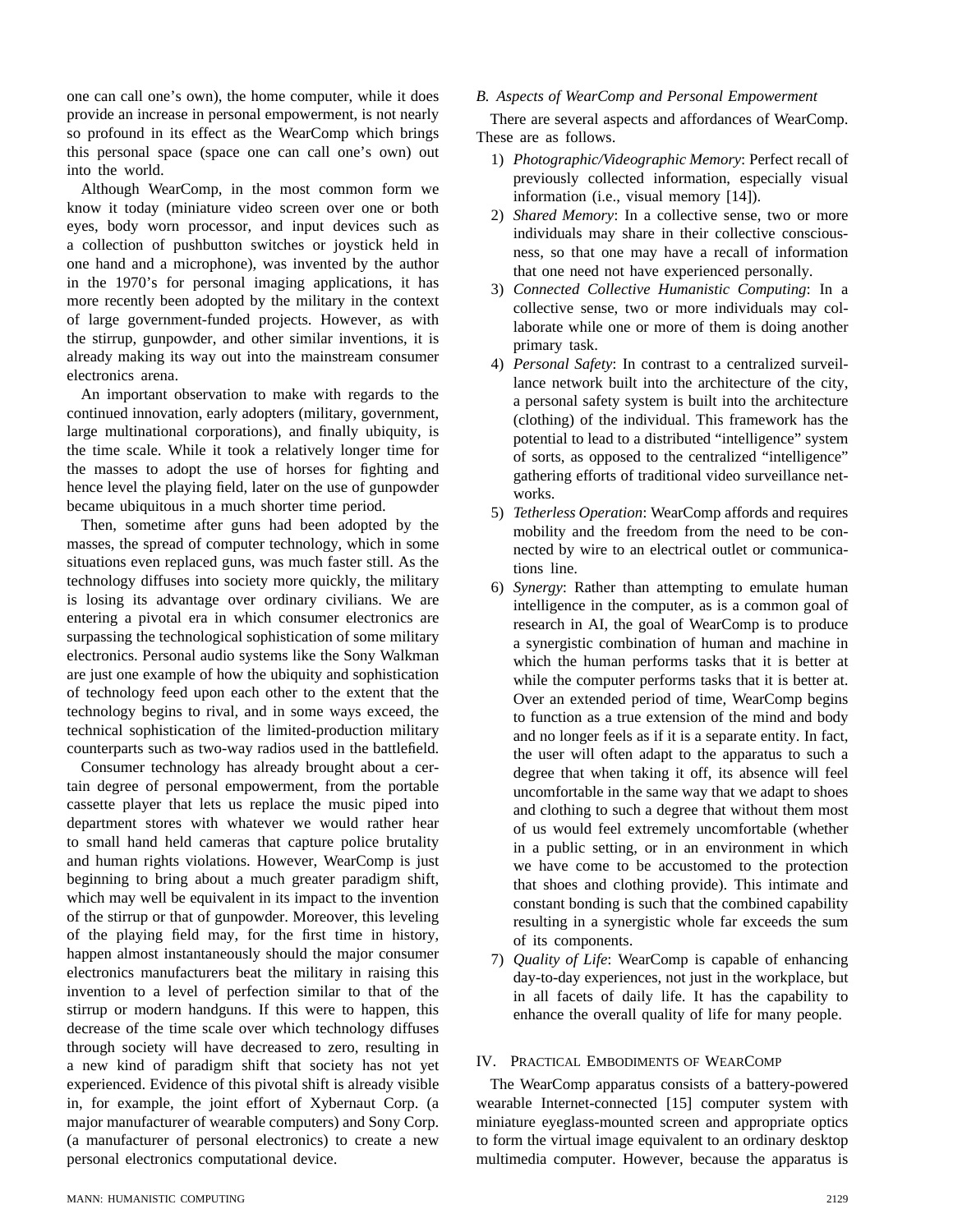one can call one's own), the home computer, while it does provide an increase in personal empowerment, is not nearly so profound in its effect as the WearComp which brings this personal space (space one can call one's own) out into the world.

Although WearComp, in the most common form we know it today (miniature video screen over one or both eyes, body worn processor, and input devices such as a collection of pushbutton switches or joystick held in one hand and a microphone), was invented by the author in the 1970's for personal imaging applications, it has more recently been adopted by the military in the context of large government-funded projects. However, as with the stirrup, gunpowder, and other similar inventions, it is already making its way out into the mainstream consumer electronics arena.

An important observation to make with regards to the continued innovation, early adopters (military, government, large multinational corporations), and finally ubiquity, is the time scale. While it took a relatively longer time for the masses to adopt the use of horses for fighting and hence level the playing field, later on the use of gunpowder became ubiquitous in a much shorter time period.

Then, sometime after guns had been adopted by the masses, the spread of computer technology, which in some situations even replaced guns, was much faster still. As the technology diffuses into society more quickly, the military is losing its advantage over ordinary civilians. We are entering a pivotal era in which consumer electronics are surpassing the technological sophistication of some military electronics. Personal audio systems like the Sony Walkman are just one example of how the ubiquity and sophistication of technology feed upon each other to the extent that the technology begins to rival, and in some ways exceed, the technical sophistication of the limited-production military counterparts such as two-way radios used in the battlefield.

Consumer technology has already brought about a certain degree of personal empowerment, from the portable cassette player that lets us replace the music piped into department stores with whatever we would rather hear to small hand held cameras that capture police brutality and human rights violations. However, WearComp is just beginning to bring about a much greater paradigm shift, which may well be equivalent in its impact to the invention of the stirrup or that of gunpowder. Moreover, this leveling of the playing field may, for the first time in history, happen almost instantaneously should the major consumer electronics manufacturers beat the military in raising this invention to a level of perfection similar to that of the stirrup or modern handguns. If this were to happen, this decrease of the time scale over which technology diffuses through society will have decreased to zero, resulting in a new kind of paradigm shift that society has not yet experienced. Evidence of this pivotal shift is already visible in, for example, the joint effort of Xybernaut Corp. (a major manufacturer of wearable computers) and Sony Corp. (a manufacturer of personal electronics) to create a new personal electronics computational device.

### B. Aspects of WearComp and Personal Empowerment

There are several aspects and affordances of WearComp. These are as follows.

1) *Photographic/Videographic Memory*: Perfect recall of previously collected information, especially visual information (i.e., visual memory [14]).
2) *Shared Memory*: In a collective sense, two or more individuals may share in their collective consciousness, so that one may have a recall of information that one need not have experienced personally.
3) *Connected Collective Humanistic Computing*: In a collective sense, two or more individuals may collaborate while one or more of them is doing another primary task.
4) *Personal Safety*: In contrast to a centralized surveillance network built into the architecture of the city, a personal safety system is built into the architecture (clothing) of the individual. This framework has the potential to lead to a distributed "intelligence" system of sorts, as opposed to the centralized "intelligence" gathering efforts of traditional video surveillance networks.
5) *Tetherless Operation*: WearComp affords and requires mobility and the freedom from the need to be connected by wire to an electrical outlet or communications line.
6) *Synergy*: Rather than attempting to emulate human intelligence in the computer, as is a common goal of research in AI, the goal of WearComp is to produce a synergistic combination of human and machine in which the human performs tasks that it is better at while the computer performs tasks that it is better at. Over an extended period of time, WearComp begins to function as a true extension of the mind and body and no longer feels as if it is a separate entity. In fact, the user will often adapt to the apparatus to such a degree that when taking it off, its absence will feel uncomfortable in the same way that we adapt to shoes and clothing to such a degree that without them most of us would feel extremely uncomfortable (whether in a public setting, or in an environment in which we have come to be accustomed to the protection that shoes and clothing provide). This intimate and constant bonding is such that the combined capability resulting in a synergistic whole far exceeds the sum of its components.
7) *Quality of Life*: WearComp is capable of enhancing day-to-day experiences, not just in the workplace, but in all facets of daily life. It has the capability to enhance the overall quality of life for many people.

## IV. Practical Embodiments of WearComp

The WearComp apparatus consists of a battery-powered wearable Internet-connected [15] computer system with miniature eyeglass-mounted screen and appropriate optics to form the virtual image equivalent to an ordinary desktop multimedia computer. However, because the apparatus is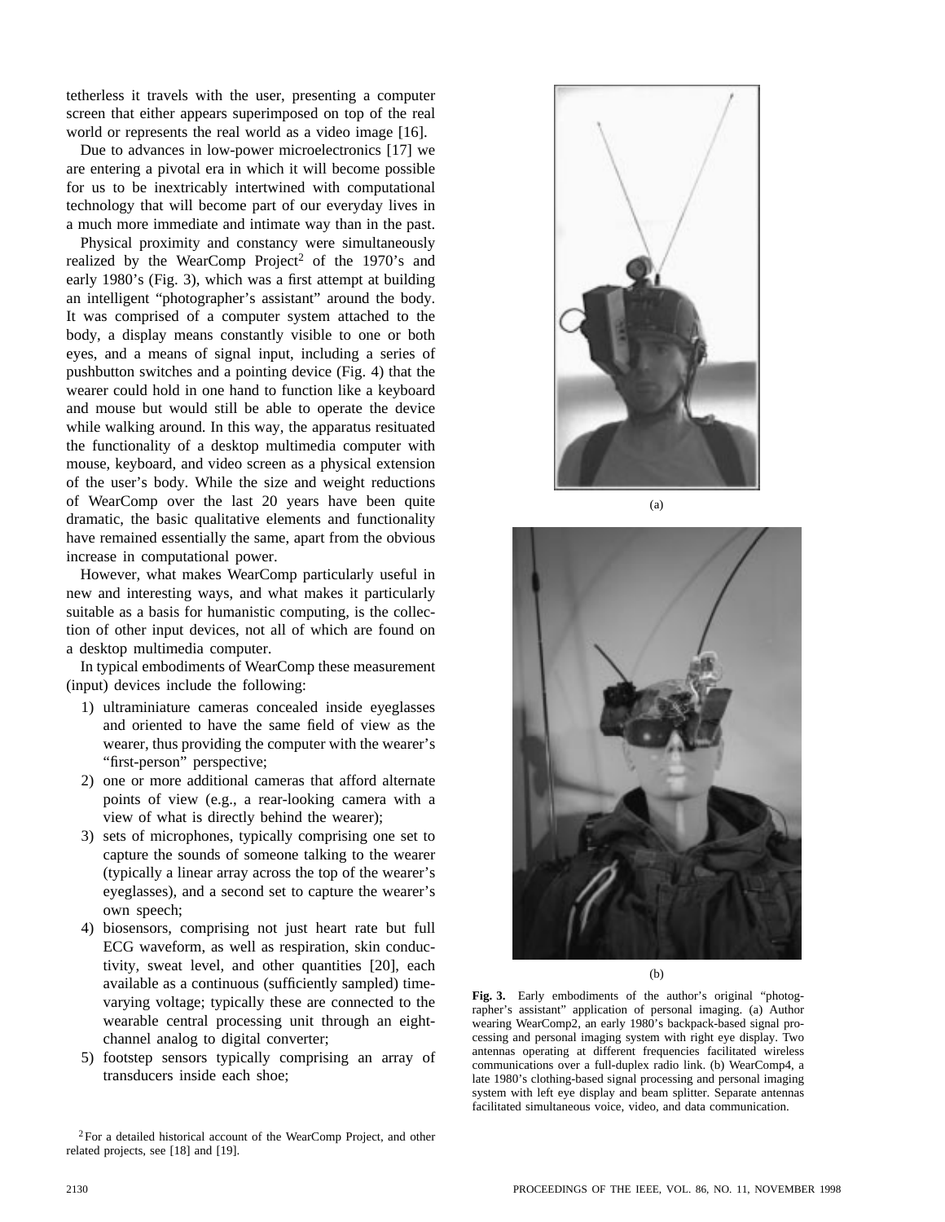tetherless it travels with the user, presenting a computer screen that either appears superimposed on top of the real world or represents the real world as a video image [16].

Due to advances in low-power microelectronics [17] we are entering a pivotal era in which it will become possible for us to be inextricably intertwined with computational technology that will become part of our everyday lives in a much more immediate and intimate way than in the past.

Physical proximity and constancy were simultaneously realized by the WearComp Project[2] of the 1970's and early 1980's (Fig. 3), which was a first attempt at building an intelligent "photographer's assistant" around the body. It was comprised of a computer system attached to the body, a display means constantly visible to one or both eyes, and a means of signal input, including a series of pushbutton switches and a pointing device (Fig. 4) that the wearer could hold in one hand to function like a keyboard and mouse but would still be able to operate the device while walking around. In this way, the apparatus resituated the functionality of a desktop multimedia computer with mouse, keyboard, and video screen as a physical extension of the user's body. While the size and weight reductions of WearComp over the last 20 years have been quite dramatic, the basic qualitative elements and functionality have remained essentially the same, apart from the obvious increase in computational power.

However, what makes WearComp particularly useful in new and interesting ways, and what makes it particularly suitable as a basis for humanistic computing, is the collection of other input devices, not all of which are found on a desktop multimedia computer.

In typical embodiments of WearComp these measurement (input) devices include the following:

1) ultraminiature cameras concealed inside eyeglasses and oriented to have the same field of view as the wearer, thus providing the computer with the wearer's "first-person" perspective;
2) one or more additional cameras that afford alternate points of view (e.g., a rear-looking camera with a view of what is directly behind the wearer);
3) sets of microphones, typically comprising one set to capture the sounds of someone talking to the wearer (typically a linear array across the top of the wearer's eyeglasses), and a second set to capture the wearer's own speech;
4) biosensors, comprising not just heart rate but full ECG waveform, as well as respiration, skin conductivity, sweat level, and other quantities [20], each available as a continuous (sufficiently sampled) time-varying voltage; typically these are connected to the wearable central processing unit through an eight-channel analog to digital converter;
5) footstep sensors typically comprising an array of transducers inside each shoe;

[2] For a detailed historical account of the WearComp Project, and other related projects, see [18] and [19].

(a)

(b)

**Fig. 3.** Early embodiments of the author's original "photographer's assistant" application of personal imaging. (a) Author wearing WearComp2, an early 1980's backpack-based signal processing and personal imaging system with right eye display. Two antennas operating at different frequencies facilitated wireless communications over a full-duplex radio link. (b) WearComp4, a late 1980's clothing-based signal processing and personal imaging system with left eye display and beam splitter. Separate antennas facilitated simultaneous voice, video, and data communication.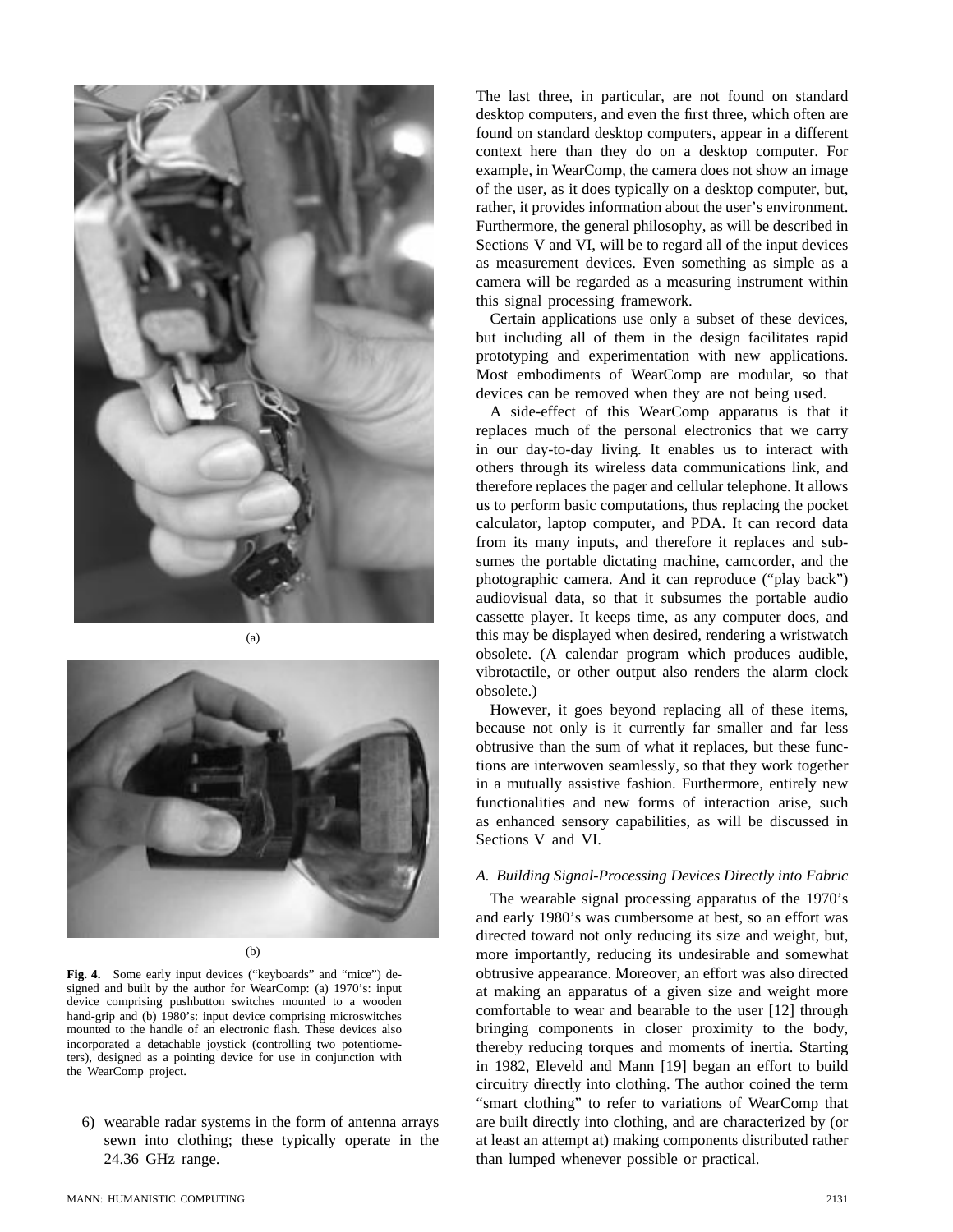(a)

(b)

**Fig. 4.** Some early input devices ("keyboards" and "mice") designed and built by the author for WearComp: (a) 1970's: input device comprising pushbutton switches mounted to a wooden hand-grip and (b) 1980's: input device comprising microswitches mounted to the handle of an electronic flash. These devices also incorporated a detachable joystick (controlling two potentiometers), designed as a pointing device for use in conjunction with the WearComp project.

6) wearable radar systems in the form of antenna arrays sewn into clothing; these typically operate in the 24.36 GHz range.

The last three, in particular, are not found on standard desktop computers, and even the first three, which often are found on standard desktop computers, appear in a different context here than they do on a desktop computer. For example, in WearComp, the camera does not show an image of the user, as it does typically on a desktop computer, but, rather, it provides information about the user's environment. Furthermore, the general philosophy, as will be described in Sections V and VI, will be to regard all of the input devices as measurement devices. Even something as simple as a camera will be regarded as a measuring instrument within this signal processing framework.

Certain applications use only a subset of these devices, but including all of them in the design facilitates rapid prototyping and experimentation with new applications. Most embodiments of WearComp are modular, so that devices can be removed when they are not being used.

A side-effect of this WearComp apparatus is that it replaces much of the personal electronics that we carry in our day-to-day living. It enables us to interact with others through its wireless data communications link, and therefore replaces the pager and cellular telephone. It allows us to perform basic computations, thus replacing the pocket calculator, laptop computer, and PDA. It can record data from its many inputs, and therefore it replaces and subsumes the portable dictating machine, camcorder, and the photographic camera. And it can reproduce ("play back") audiovisual data, so that it subsumes the portable audio cassette player. It keeps time, as any computer does, and this may be displayed when desired, rendering a wristwatch obsolete. (A calendar program which produces audible, vibrotactile, or other output also renders the alarm clock obsolete.)

However, it goes beyond replacing all of these items, because not only is it currently far smaller and far less obtrusive than the sum of what it replaces, but these functions are interwoven seamlessly, so that they work together in a mutually assistive fashion. Furthermore, entirely new functionalities and new forms of interaction arise, such as enhanced sensory capabilities, as will be discussed in Sections V and VI.

### *A. Building Signal-Processing Devices Directly into Fabric*

The wearable signal processing apparatus of the 1970's and early 1980's was cumbersome at best, so an effort was directed toward not only reducing its size and weight, but, more importantly, reducing its undesirable and somewhat obtrusive appearance. Moreover, an effort was also directed at making an apparatus of a given size and weight more comfortable to wear and bearable to the user [12] through bringing components in closer proximity to the body, thereby reducing torques and moments of inertia. Starting in 1982, Eleveld and Mann [19] began an effort to build circuitry directly into clothing. The author coined the term "smart clothing" to refer to variations of WearComp that are built directly into clothing, and are characterized by (or at least an attempt at) making components distributed rather than lumped whenever possible or practical.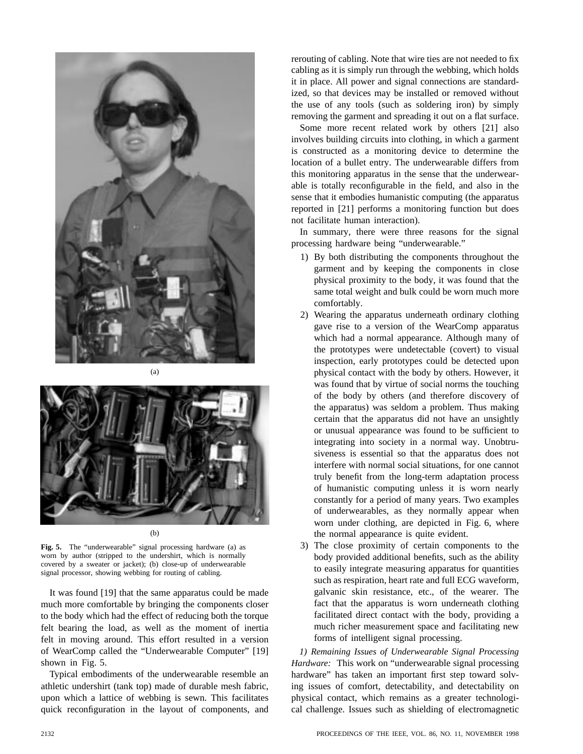(a)

(b)

**Fig. 5.** The "underwearable" signal processing hardware (a) as worn by author (stripped to the undershirt, which is normally covered by a sweater or jacket); (b) close-up of underwearable signal processor, showing webbing for routing of cabling.

It was found [19] that the same apparatus could be made much more comfortable by bringing the components closer to the body which had the effect of reducing both the torque felt bearing the load, as well as the moment of inertia felt in moving around. This effort resulted in a version of WearComp called the "Underwearable Computer" [19] shown in Fig. 5.

Typical embodiments of the underwearable resemble an athletic undershirt (tank top) made of durable mesh fabric, upon which a lattice of webbing is sewn. This facilitates quick reconfiguration in the layout of components, and rerouting of cabling. Note that wire ties are not needed to fix cabling as it is simply run through the webbing, which holds it in place. All power and signal connections are standardized, so that devices may be installed or removed without the use of any tools (such as soldering iron) by simply removing the garment and spreading it out on a flat surface.

Some more recent related work by others [21] also involves building circuits into clothing, in which a garment is constructed as a monitoring device to determine the location of a bullet entry. The underwearable differs from this monitoring apparatus in the sense that the underwearable is totally reconfigurable in the field, and also in the sense that it embodies humanistic computing (the apparatus reported in [21] performs a monitoring function but does not facilitate human interaction).

In summary, there were three reasons for the signal processing hardware being "underwearable."

1) By both distributing the components throughout the garment and by keeping the components in close physical proximity to the body, it was found that the same total weight and bulk could be worn much more comfortably.
2) Wearing the apparatus underneath ordinary clothing gave rise to a version of the WearComp apparatus which had a normal appearance. Although many of the prototypes were undetectable (covert) to visual inspection, early prototypes could be detected upon physical contact with the body by others. However, it was found that by virtue of social norms the touching of the body by others (and therefore discovery of the apparatus) was seldom a problem. Thus making certain that the apparatus did not have an unsightly or unusual appearance was found to be sufficient to integrating into society in a normal way. Unobtrusiveness is essential so that the apparatus does not interfere with normal social situations, for one cannot truly benefit from the long-term adaptation process of humanistic computing unless it is worn nearly constantly for a period of many years. Two examples of underwearables, as they normally appear when worn under clothing, are depicted in Fig. 6, where the normal appearance is quite evident.
3) The close proximity of certain components to the body provided additional benefits, such as the ability to easily integrate measuring apparatus for quantities such as respiration, heart rate and full ECG waveform, galvanic skin resistance, etc., of the wearer. The fact that the apparatus is worn underneath clothing facilitated direct contact with the body, providing a much richer measurement space and facilitating new forms of intelligent signal processing.

*1) Remaining Issues of Underwearable Signal Processing Hardware:* This work on "underwearable signal processing hardware" has taken an important first step toward solving issues of comfort, detectability, and detectability on physical contact, which remains as a greater technological challenge. Issues such as shielding of electromagnetic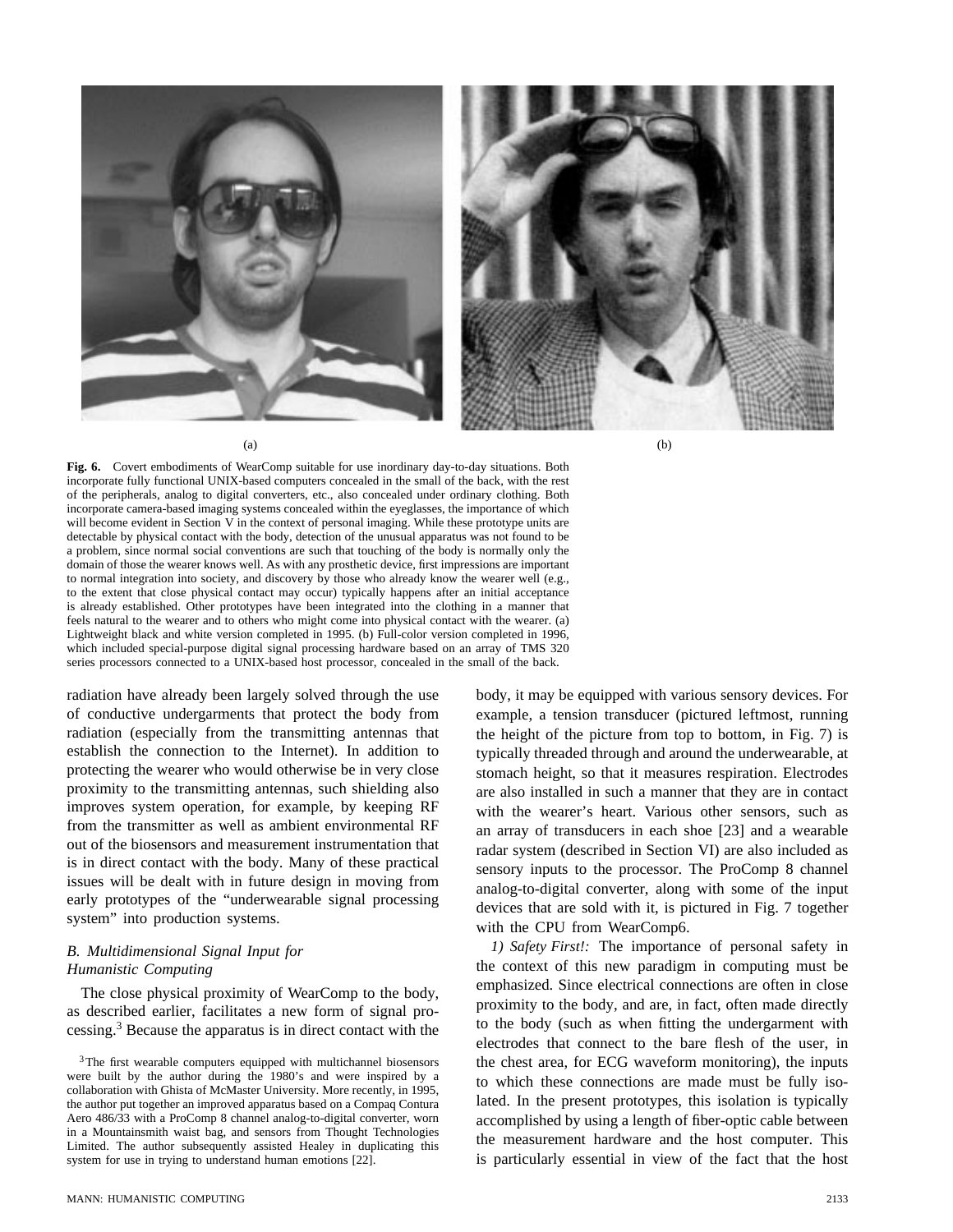(a)

(b)

**Fig. 6.** Covert embodiments of WearComp suitable for use inordinary day-to-day situations. Both incorporate fully functional UNIX-based computers concealed in the small of the back, with the rest of the peripherals, analog to digital converters, etc., also concealed under ordinary clothing. Both incorporate camera-based imaging systems concealed within the eyeglasses, the importance of which will become evident in Section V in the context of personal imaging. While these prototype units are detectable by physical contact with the body, detection of the unusual apparatus was not found to be a problem, since normal social conventions are such that touching of the body is normally only the domain of those the wearer knows well. As with any prosthetic device, first impressions are important to normal integration into society, and discovery by those who already know the wearer well (e.g., to the extent that close physical contact may occur) typically happens after an initial acceptance is already established. Other prototypes have been integrated into the clothing in a manner that feels natural to the wearer and to others who might come into physical contact with the wearer. (a) Lightweight black and white version completed in 1995. (b) Full-color version completed in 1996, which included special-purpose digital signal processing hardware based on an array of TMS 320 series processors connected to a UNIX-based host processor, concealed in the small of the back.

radiation have already been largely solved through the use of conductive undergarments that protect the body from radiation (especially from the transmitting antennas that establish the connection to the Internet). In addition to protecting the wearer who would otherwise be in very close proximity to the transmitting antennas, such shielding also improves system operation, for example, by keeping RF from the transmitter as well as ambient environmental RF out of the biosensors and measurement instrumentation that is in direct contact with the body. Many of these practical issues will be dealt with in future design in moving from early prototypes of the "underwearable signal processing system" into production systems.

### *B. Multidimensional Signal Input for Humanistic Computing*

The close physical proximity of WearComp to the body, as described earlier, facilitates a new form of signal processing.[3] Because the apparatus is in direct contact with the body, it may be equipped with various sensory devices. For example, a tension transducer (pictured leftmost, running the height of the picture from top to bottom, in Fig. 7) is typically threaded through and around the underwearable, at stomach height, so that it measures respiration. Electrodes are also installed in such a manner that they are in contact with the wearer's heart. Various other sensors, such as an array of transducers in each shoe [23] and a wearable radar system (described in Section VI) are also included as sensory inputs to the processor. The ProComp 8 channel analog-to-digital converter, along with some of the input devices that are sold with it, is pictured in Fig. 7 together with the CPU from WearComp6.

*1) Safety First!:* The importance of personal safety in the context of this new paradigm in computing must be emphasized. Since electrical connections are often in close proximity to the body, and are, in fact, often made directly to the body (such as when fitting the undergarment with electrodes that connect to the bare flesh of the user, in the chest area, for ECG waveform monitoring), the inputs to which these connections are made must be fully isolated. In the present prototypes, this isolation is typically accomplished by using a length of fiber-optic cable between the measurement hardware and the host computer. This is particularly essential in view of the fact that the host

[3] The first wearable computers equipped with multichannel biosensors were built by the author during the 1980's and were inspired by a collaboration with Ghista of McMaster University. More recently, in 1995, the author put together an improved apparatus based on a Compaq Contura Aero 486/33 with a ProComp 8 channel analog-to-digital converter, worn in a Mountainsmith waist bag, and sensors from Thought Technologies Limited. The author subsequently assisted Healey in duplicating this system for use in trying to understand human emotions [22].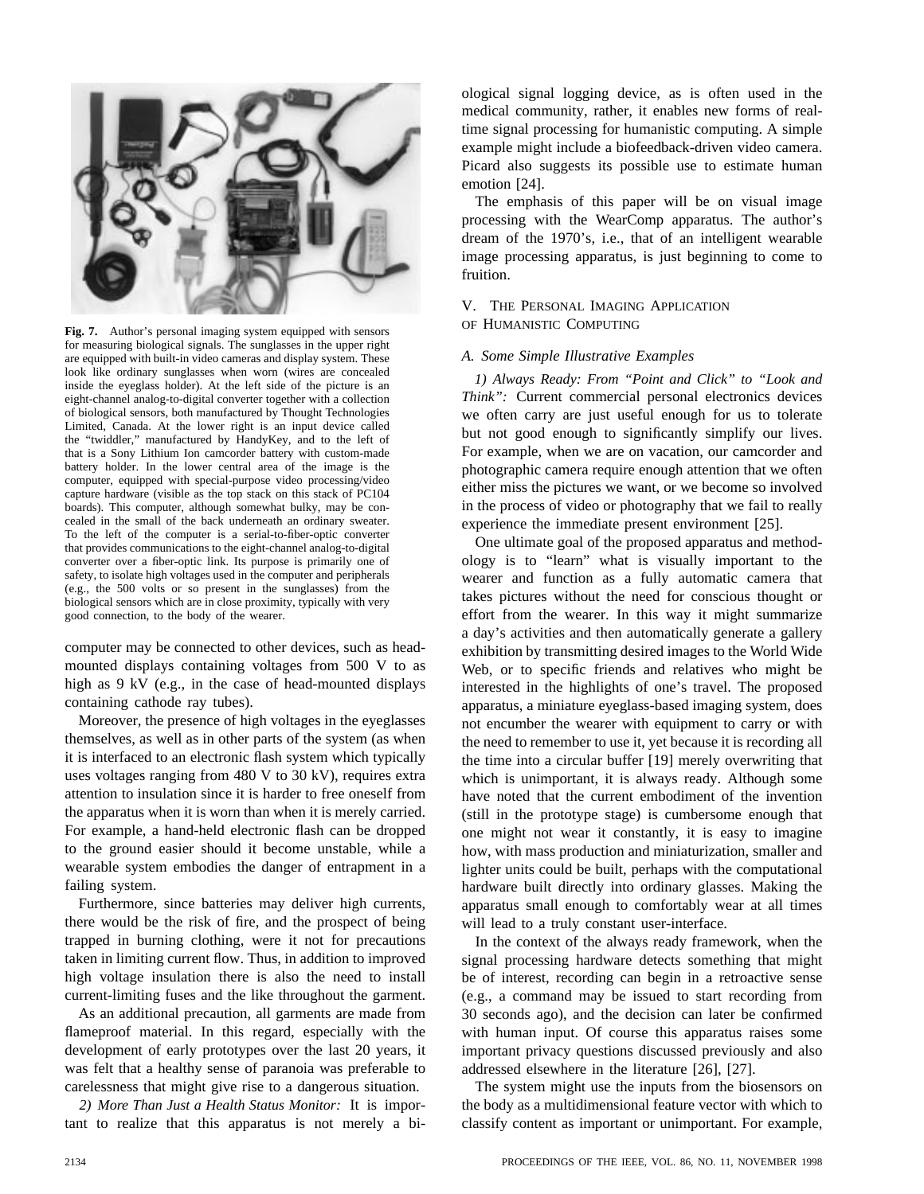Fig. 7. Author's personal imaging system equipped with sensors for measuring biological signals. The sunglasses in the upper right are equipped with built-in video cameras and display system. These look like ordinary sunglasses when worn (wires are concealed inside the eyeglass holder). At the left side of the picture is an eight-channel analog-to-digital converter together with a collection of biological sensors, both manufactured by Thought Technologies Limited, Canada. At the lower right is an input device called the "twiddler," manufactured by HandyKey, and to the left of that is a Sony Lithium Ion camcorder battery with custom-made battery holder. In the lower central area of the image is the computer, equipped with special-purpose video processing/video capture hardware (visible as the top stack on this stack of PC104 boards). This computer, although somewhat bulky, may be concealed in the small of the back underneath an ordinary sweater. To the left of the computer is a serial-to-fiber-optic converter that provides communications to the eight-channel analog-to-digital converter over a fiber-optic link. Its purpose is primarily one of safety, to isolate high voltages used in the computer and peripherals (e.g., the 500 volts or so present in the sunglasses) from the biological sensors which are in close proximity, typically with very good connection, to the body of the wearer.

computer may be connected to other devices, such as head-mounted displays containing voltages from 500 V to as high as 9 kV (e.g., in the case of head-mounted displays containing cathode ray tubes).

Moreover, the presence of high voltages in the eyeglasses themselves, as well as in other parts of the system (as when it is interfaced to an electronic flash system which typically uses voltages ranging from 480 V to 30 kV), requires extra attention to insulation since it is harder to free oneself from the apparatus when it is worn than when it is merely carried. For example, a hand-held electronic flash can be dropped to the ground easier should it become unstable, while a wearable system embodies the danger of entrapment in a failing system.

Furthermore, since batteries may deliver high currents, there would be the risk of fire, and the prospect of being trapped in burning clothing, were it not for precautions taken in limiting current flow. Thus, in addition to improved high voltage insulation there is also the need to install current-limiting fuses and the like throughout the garment.

As an additional precaution, all garments are made from flameproof material. In this regard, especially with the development of early prototypes over the last 20 years, it was felt that a healthy sense of paranoia was preferable to carelessness that might give rise to a dangerous situation.

*2) More Than Just a Health Status Monitor:* It is important to realize that this apparatus is not merely a biological signal logging device, as is often used in the medical community, rather, it enables new forms of real-time signal processing for humanistic computing. A simple example might include a biofeedback-driven video camera. Picard also suggests its possible use to estimate human emotion [24].

The emphasis of this paper will be on visual image processing with the WearComp apparatus. The author's dream of the 1970's, i.e., that of an intelligent wearable image processing apparatus, is just beginning to come to fruition.

## V. The Personal Imaging Application of Humanistic Computing

### *A. Some Simple Illustrative Examples*

*1) Always Ready: From "Point and Click" to "Look and Think":* Current commercial personal electronics devices we often carry are just useful enough for us to tolerate but not good enough to significantly simplify our lives. For example, when we are on vacation, our camcorder and photographic camera require enough attention that we often either miss the pictures we want, or we become so involved in the process of video or photography that we fail to really experience the immediate present environment [25].

One ultimate goal of the proposed apparatus and methodology is to "learn" what is visually important to the wearer and function as a fully automatic camera that takes pictures without the need for conscious thought or effort from the wearer. In this way it might summarize a day's activities and then automatically generate a gallery exhibition by transmitting desired images to the World Wide Web, or to specific friends and relatives who might be interested in the highlights of one's travel. The proposed apparatus, a miniature eyeglass-based imaging system, does not encumber the wearer with equipment to carry or with the need to remember to use it, yet because it is recording all the time into a circular buffer [19] merely overwriting that which is unimportant, it is always ready. Although some have noted that the current embodiment of the invention (still in the prototype stage) is cumbersome enough that one might not wear it constantly, it is easy to imagine how, with mass production and miniaturization, smaller and lighter units could be built, perhaps with the computational hardware built directly into ordinary glasses. Making the apparatus small enough to comfortably wear at all times will lead to a truly constant user-interface.

In the context of the always ready framework, when the signal processing hardware detects something that might be of interest, recording can begin in a retroactive sense (e.g., a command may be issued to start recording from 30 seconds ago), and the decision can later be confirmed with human input. Of course this apparatus raises some important privacy questions discussed previously and also addressed elsewhere in the literature [26], [27].

The system might use the inputs from the biosensors on the body as a multidimensional feature vector with which to classify content as important or unimportant. For example,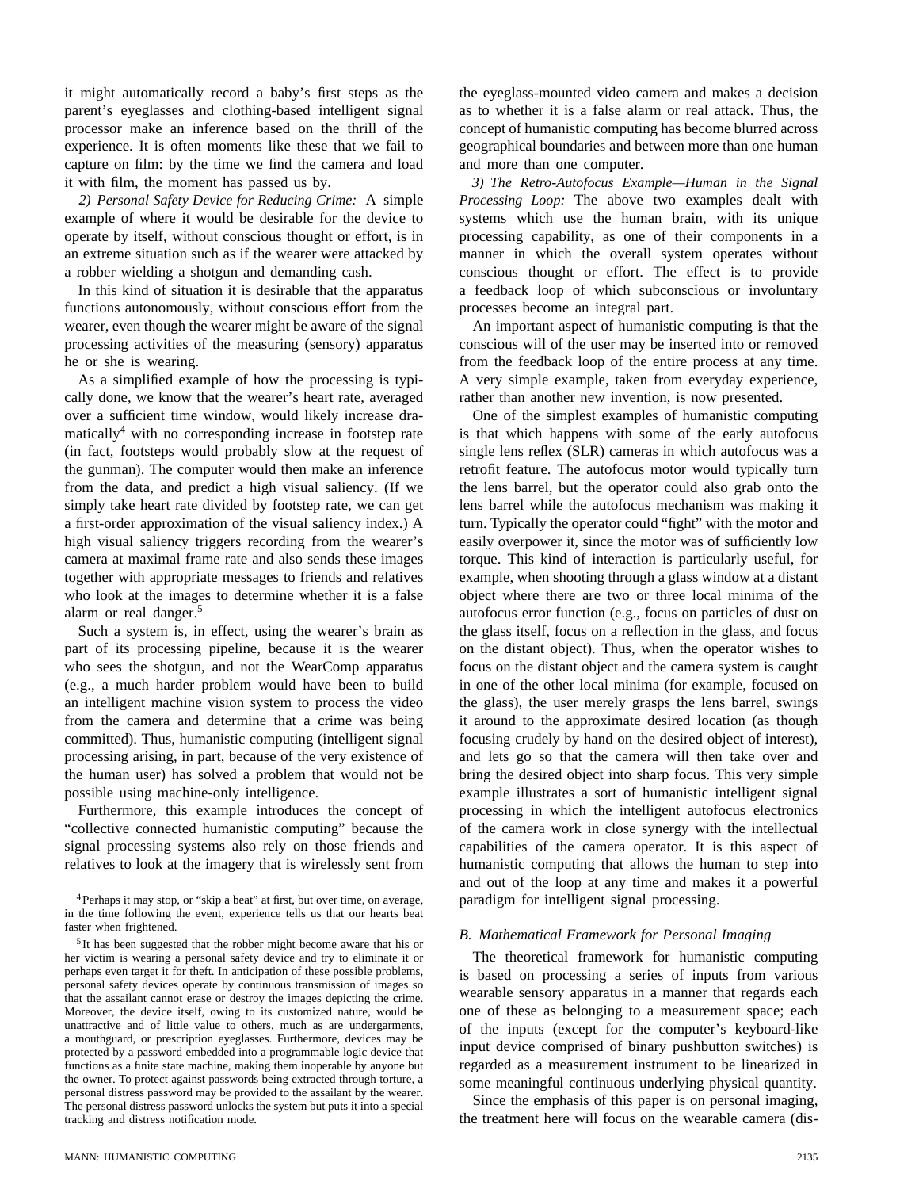it might automatically record a baby's first steps as the parent's eyeglasses and clothing-based intelligent signal processor make an inference based on the thrill of the experience. It is often moments like these that we fail to capture on film: by the time we find the camera and load it with film, the moment has passed us by.

*2) Personal Safety Device for Reducing Crime:* A simple example of where it would be desirable for the device to operate by itself, without conscious thought or effort, is in an extreme situation such as if the wearer were attacked by a robber wielding a shotgun and demanding cash.

In this kind of situation it is desirable that the apparatus functions autonomously, without conscious effort from the wearer, even though the wearer might be aware of the signal processing activities of the measuring (sensory) apparatus he or she is wearing.

As a simplified example of how the processing is typically done, we know that the wearer's heart rate, averaged over a sufficient time window, would likely increase dramatically[4] with no corresponding increase in footstep rate (in fact, footsteps would probably slow at the request of the gunman). The computer would then make an inference from the data, and predict a high visual saliency. (If we simply take heart rate divided by footstep rate, we can get a first-order approximation of the visual saliency index.) A high visual saliency triggers recording from the wearer's camera at maximal frame rate and also sends these images together with appropriate messages to friends and relatives who look at the images to determine whether it is a false alarm or real danger.[5]

Such a system is, in effect, using the wearer's brain as part of its processing pipeline, because it is the wearer who sees the shotgun, and not the WearComp apparatus (e.g., a much harder problem would have been to build an intelligent machine vision system to process the video from the camera and determine that a crime was being committed). Thus, humanistic computing (intelligent signal processing arising, in part, because of the very existence of the human user) has solved a problem that would not be possible using machine-only intelligence.

Furthermore, this example introduces the concept of "collective connected humanistic computing" because the signal processing systems also rely on those friends and relatives to look at the imagery that is wirelessly sent from the eyeglass-mounted video camera and makes a decision as to whether it is a false alarm or real attack. Thus, the concept of humanistic computing has become blurred across geographical boundaries and between more than one human and more than one computer.

*3) The Retro-Autofocus Example—Human in the Signal Processing Loop:* The above two examples dealt with systems which use the human brain, with its unique processing capability, as one of their components in a manner in which the overall system operates without conscious thought or effort. The effect is to provide a feedback loop of which subconscious or involuntary processes become an integral part.

An important aspect of humanistic computing is that the conscious will of the user may be inserted into or removed from the feedback loop of the entire process at any time. A very simple example, taken from everyday experience, rather than another new invention, is now presented.

One of the simplest examples of humanistic computing is that which happens with some of the early autofocus single lens reflex (SLR) cameras in which autofocus was a retrofit feature. The autofocus motor would typically turn the lens barrel, but the operator could also grab onto the lens barrel while the autofocus mechanism was making it turn. Typically the operator could "fight" with the motor and easily overpower it, since the motor was of sufficiently low torque. This kind of interaction is particularly useful, for example, when shooting through a glass window at a distant object where there are two or three local minima of the autofocus error function (e.g., focus on particles of dust on the glass itself, focus on a reflection in the glass, and focus on the distant object). Thus, when the operator wishes to focus on the distant object and the camera system is caught in one of the other local minima (for example, focused on the glass), the user merely grasps the lens barrel, swings it around to the approximate desired location (as though focusing crudely by hand on the desired object of interest), and lets go so that the camera will then take over and bring the desired object into sharp focus. This very simple example illustrates a sort of humanistic intelligent signal processing in which the intelligent autofocus electronics of the camera work in close synergy with the intellectual capabilities of the camera operator. It is this aspect of humanistic computing that allows the human to step into and out of the loop at any time and makes it a powerful paradigm for intelligent signal processing.

### *B. Mathematical Framework for Personal Imaging*

The theoretical framework for humanistic computing is based on processing a series of inputs from various wearable sensory apparatus in a manner that regards each one of these as belonging to a measurement space; each of the inputs (except for the computer's keyboard-like input device comprised of binary pushbutton switches) is regarded as a measurement instrument to be linearized in some meaningful continuous underlying physical quantity.

Since the emphasis of this paper is on personal imaging, the treatment here will focus on the wearable camera (dis-

[4] Perhaps it may stop, or "skip a beat" at first, but over time, on average, in the time following the event, experience tells us that our hearts beat faster when frightened.

[5] It has been suggested that the robber might become aware that his or her victim is wearing a personal safety device and try to eliminate it or perhaps even target it for theft. In anticipation of these possible problems, personal safety devices operate by continuous transmission of images so that the assailant cannot erase or destroy the images depicting the crime. Moreover, the device itself, owing to its customized nature, would be unattractive and of little value to others, much as are undergarments, a mouthguard, or prescription eyeglasses. Furthermore, devices may be protected by a password embedded into a programmable logic device that functions as a finite state machine, making them inoperable by anyone but the owner. To protect against passwords being extracted through torture, a personal distress password may be provided to the assailant by the wearer. The personal distress password unlocks the system but puts it into a special tracking and distress notification mode.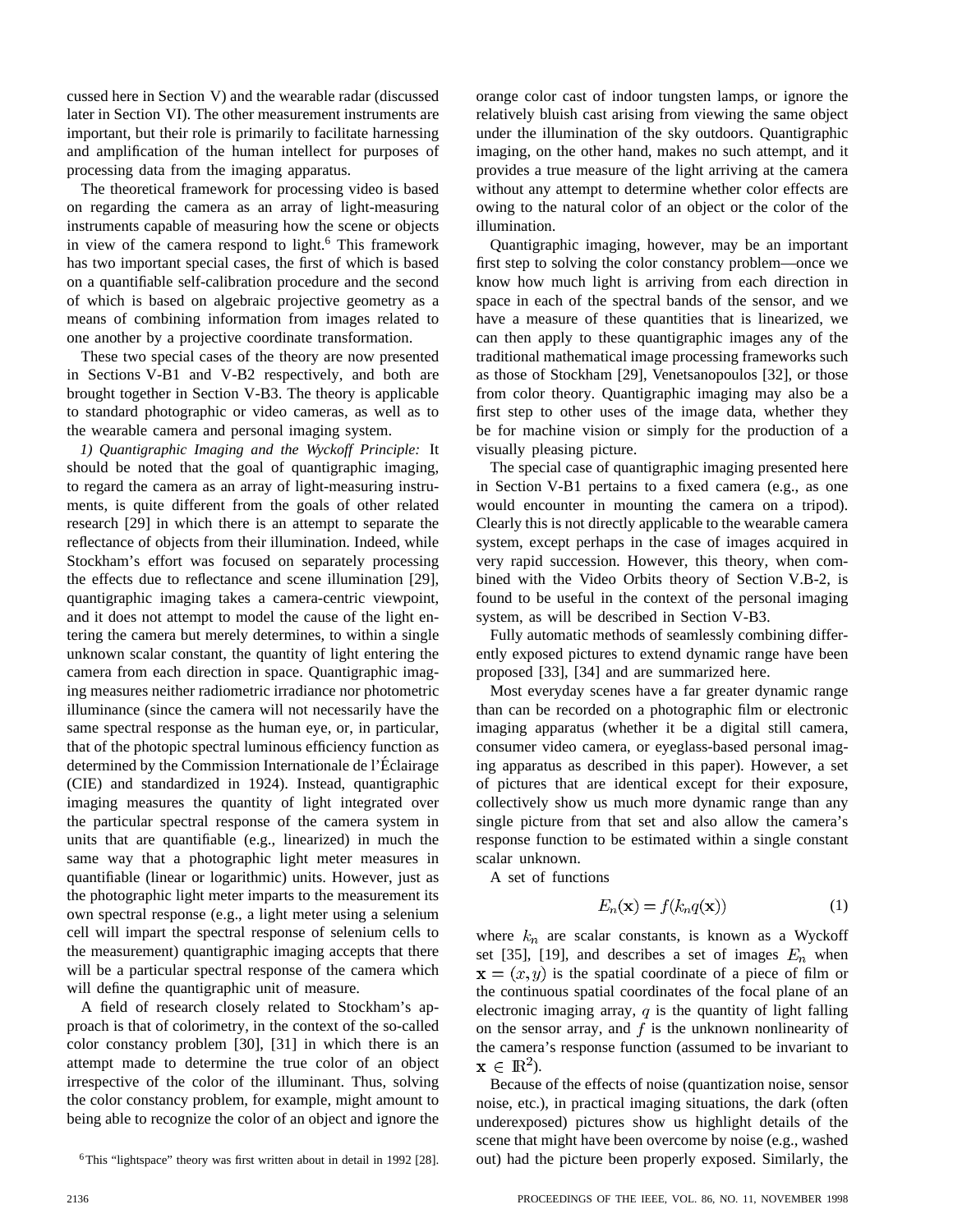cussed here in Section V) and the wearable radar (discussed later in Section VI). The other measurement instruments are important, but their role is primarily to facilitate harnessing and amplification of the human intellect for purposes of processing data from the imaging apparatus.

The theoretical framework for processing video is based on regarding the camera as an array of light-measuring instruments capable of measuring how the scene or objects in view of the camera respond to light.[6] This framework has two important special cases, the first of which is based on a quantifiable self-calibration procedure and the second of which is based on algebraic projective geometry as a means of combining information from images related to one another by a projective coordinate transformation.

These two special cases of the theory are now presented in Sections V-B1 and V-B2 respectively, and both are brought together in Section V-B3. The theory is applicable to standard photographic or video cameras, as well as to the wearable camera and personal imaging system.

*1) Quantigraphic Imaging and the Wyckoff Principle:* It should be noted that the goal of quantigraphic imaging, to regard the camera as an array of light-measuring instruments, is quite different from the goals of other related research [29] in which there is an attempt to separate the reflectance of objects from their illumination. Indeed, while Stockham's effort was focused on separately processing the effects due to reflectance and scene illumination [29], quantigraphic imaging takes a camera-centric viewpoint, and it does not attempt to model the cause of the light entering the camera but merely determines, to within a single unknown scalar constant, the quantity of light entering the camera from each direction in space. Quantigraphic imaging measures neither radiometric irradiance nor photometric illuminance (since the camera will not necessarily have the same spectral response as the human eye, or, in particular, that of the photopic spectral luminous efficiency function as determined by the Commission Internationale de l'Éclairage (CIE) and standardized in 1924). Instead, quantigraphic imaging measures the quantity of light integrated over the particular spectral response of the camera system in units that are quantifiable (e.g., linearized) in much the same way that a photographic light meter measures in quantifiable (linear or logarithmic) units. However, just as the photographic light meter imparts to the measurement its own spectral response (e.g., a light meter using a selenium cell will impart the spectral response of selenium cells to the measurement) quantigraphic imaging accepts that there will be a particular spectral response of the camera which will define the quantigraphic unit of measure.

A field of research closely related to Stockham's approach is that of colorimetry, in the context of the so-called color constancy problem [30], [31] in which there is an attempt made to determine the true color of an object irrespective of the color of the illuminant. Thus, solving the color constancy problem, for example, might amount to being able to recognize the color of an object and ignore the orange color cast of indoor tungsten lamps, or ignore the relatively bluish cast arising from viewing the same object under the illumination of the sky outdoors. Quantigraphic imaging, on the other hand, makes no such attempt, and it provides a true measure of the light arriving at the camera without any attempt to determine whether color effects are owing to the natural color of an object or the color of the illumination.

Quantigraphic imaging, however, may be an important first step to solving the color constancy problem—once we know how much light is arriving from each direction in space in each of the spectral bands of the sensor, and we have a measure of these quantities that is linearized, we can then apply to these quantigraphic images any of the traditional mathematical image processing frameworks such as those of Stockham [29], Venetsanopoulos [32], or those from color theory. Quantigraphic imaging may also be a first step to other uses of the image data, whether they be for machine vision or simply for the production of a visually pleasing picture.

The special case of quantigraphic imaging presented here in Section V-B1 pertains to a fixed camera (e.g., as one would encounter in mounting the camera on a tripod). Clearly this is not directly applicable to the wearable camera system, except perhaps in the case of images acquired in very rapid succession. However, this theory, when combined with the Video Orbits theory of Section V.B-2, is found to be useful in the context of the personal imaging system, as will be described in Section V-B3.

Fully automatic methods of seamlessly combining differently exposed pictures to extend dynamic range have been proposed [33], [34] and are summarized here.

Most everyday scenes have a far greater dynamic range than can be recorded on a photographic film or electronic imaging apparatus (whether it be a digital still camera, consumer video camera, or eyeglass-based personal imaging apparatus as described in this paper). However, a set of pictures that are identical except for their exposure, collectively show us much more dynamic range than any single picture from that set and also allow the camera's response function to be estimated within a single constant scalar unknown.

A set of functions

$$E_n(\mathbf{x}) = f(k_n q(\mathbf{x})) \tag{1}$$

where $k_n$ are scalar constants, is known as a Wyckoff set [35], [19], and describes a set of images $E_n$ when $\mathbf{x} = (x, y)$ is the spatial coordinate of a piece of film or the continuous spatial coordinates of the focal plane of an electronic imaging array, $q$ is the quantity of light falling on the sensor array, and $f$ is the unknown nonlinearity of the camera's response function (assumed to be invariant to $\mathbf{x} \in \mathbb{R}^2$).

Because of the effects of noise (quantization noise, sensor noise, etc.), in practical imaging situations, the dark (often underexposed) pictures show us highlight details of the scene that might have been overcome by noise (e.g., washed out) had the picture been properly exposed. Similarly, the

[6] This "lightspace" theory was first written about in detail in 1992 [28].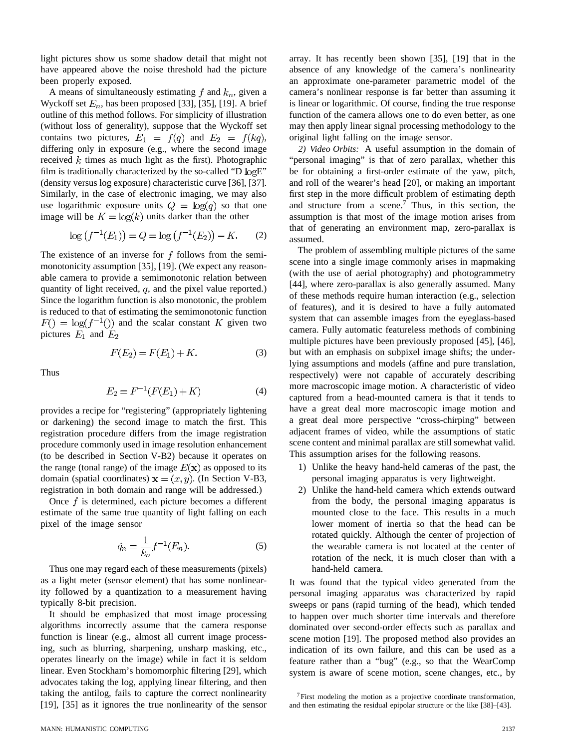light pictures show us some shadow detail that might not have appeared above the noise threshold had the picture been properly exposed.

A means of simultaneously estimating $f$ and $k_n$, given a Wyckoff set $E_n$, has been proposed [33], [35], [19]. A brief outline of this method follows. For simplicity of illustration (without loss of generality), suppose that the Wyckoff set contains two pictures, $E_1 = f(q)$ and $E_2 = f(kq)$, differing only in exposure (e.g., where the second image received $k$ times as much light as the first). Photographic film is traditionally characterized by the so-called "D $\log$E" (density versus log exposure) characteristic curve [36], [37]. Similarly, in the case of electronic imaging, we may also use logarithmic exposure units $Q = \log(q)$ so that one image will be $K = \log(k)$ units darker than the other

$$\log\left(f^{-1}(E_1)\right) = Q = \log\left(f^{-1}(E_2)\right) - K. \quad (2)$$

The existence of an inverse for $f$ follows from the semi-monotonicity assumption [35], [19]. (We expect any reasonable camera to provide a semimonotonic relation between quantity of light received, $q$, and the pixel value reported.) Since the logarithm function is also monotonic, the problem is reduced to that of estimating the semimonotonic function $F() = \log(f^{-1}())$ and the scalar constant $K$ given two pictures $E_1$ and $E_2$

$$F(E_2) = F(E_1) + K. \quad (3)$$

Thus

$$E_2 = F^{-1}(F(E_1) + K) \quad (4)$$

provides a recipe for "registering" (appropriately lightening or darkening) the second image to match the first. This registration procedure differs from the image registration procedure commonly used in image resolution enhancement (to be described in Section V-B2) because it operates on the range (tonal range) of the image $E(\mathbf{x})$ as opposed to its domain (spatial coordinates) $\mathbf{x} = (x, y)$. (In Section V-B3, registration in both domain and range will be addressed.)

Once $f$ is determined, each picture becomes a different estimate of the same true quantity of light falling on each pixel of the image sensor

$$\hat{q}_n = \frac{1}{k_n} f^{-1}(E_n). \quad (5)$$

Thus one may regard each of these measurements (pixels) as a light meter (sensor element) that has some nonlinearity followed by a quantization to a measurement having typically 8-bit precision.

It should be emphasized that most image processing algorithms incorrectly assume that the camera response function is linear (e.g., almost all current image processing, such as blurring, sharpening, unsharp masking, etc., operates linearly on the image) while in fact it is seldom linear. Even Stockham's homomorphic filtering [29], which advocates taking the log, applying linear filtering, and then taking the antilog, fails to capture the correct nonlinearity [19], [35] as it ignores the true nonlinearity of the sensor array. It has recently been shown [35], [19] that in the absence of any knowledge of the camera's nonlinearity an approximate one-parameter parametric model of the camera's nonlinear response is far better than assuming it is linear or logarithmic. Of course, finding the true response function of the camera allows one to do even better, as one may then apply linear signal processing methodology to the original light falling on the image sensor.

*2) Video Orbits:* A useful assumption in the domain of "personal imaging" is that of zero parallax, whether this be for obtaining a first-order estimate of the yaw, pitch, and roll of the wearer's head [20], or making an important first step in the more difficult problem of estimating depth and structure from a scene.[7] Thus, in this section, the assumption is that most of the image motion arises from that of generating an environment map, zero-parallax is assumed.

The problem of assembling multiple pictures of the same scene into a single image commonly arises in mapmaking (with the use of aerial photography) and photogrammetry [44], where zero-parallax is also generally assumed. Many of these methods require human interaction (e.g., selection of features), and it is desired to have a fully automated system that can assemble images from the eyeglass-based camera. Fully automatic featureless methods of combining multiple pictures have been previously proposed [45], [46], but with an emphasis on subpixel image shifts; the underlying assumptions and models (affine and pure translation, respectively) were not capable of accurately describing more macroscopic image motion. A characteristic of video captured from a head-mounted camera is that it tends to have a great deal more macroscopic image motion and a great deal more perspective "cross-chirping" between adjacent frames of video, while the assumptions of static scene content and minimal parallax are still somewhat valid. This assumption arises for the following reasons.

1) Unlike the heavy hand-held cameras of the past, the personal imaging apparatus is very lightweight.
2) Unlike the hand-held camera which extends outward from the body, the personal imaging apparatus is mounted close to the face. This results in a much lower moment of inertia so that the head can be rotated quickly. Although the center of projection of the wearable camera is not located at the center of rotation of the neck, it is much closer than with a hand-held camera.

It was found that the typical video generated from the personal imaging apparatus was characterized by rapid sweeps or pans (rapid turning of the head), which tended to happen over much shorter time intervals and therefore dominated over second-order effects such as parallax and scene motion [19]. The proposed method also provides an indication of its own failure, and this can be used as a feature rather than a "bug" (e.g., so that the WearComp system is aware of scene motion, scene changes, etc., by

[7] First modeling the motion as a projective coordinate transformation, and then estimating the residual epipolar structure or the like [38]–[43].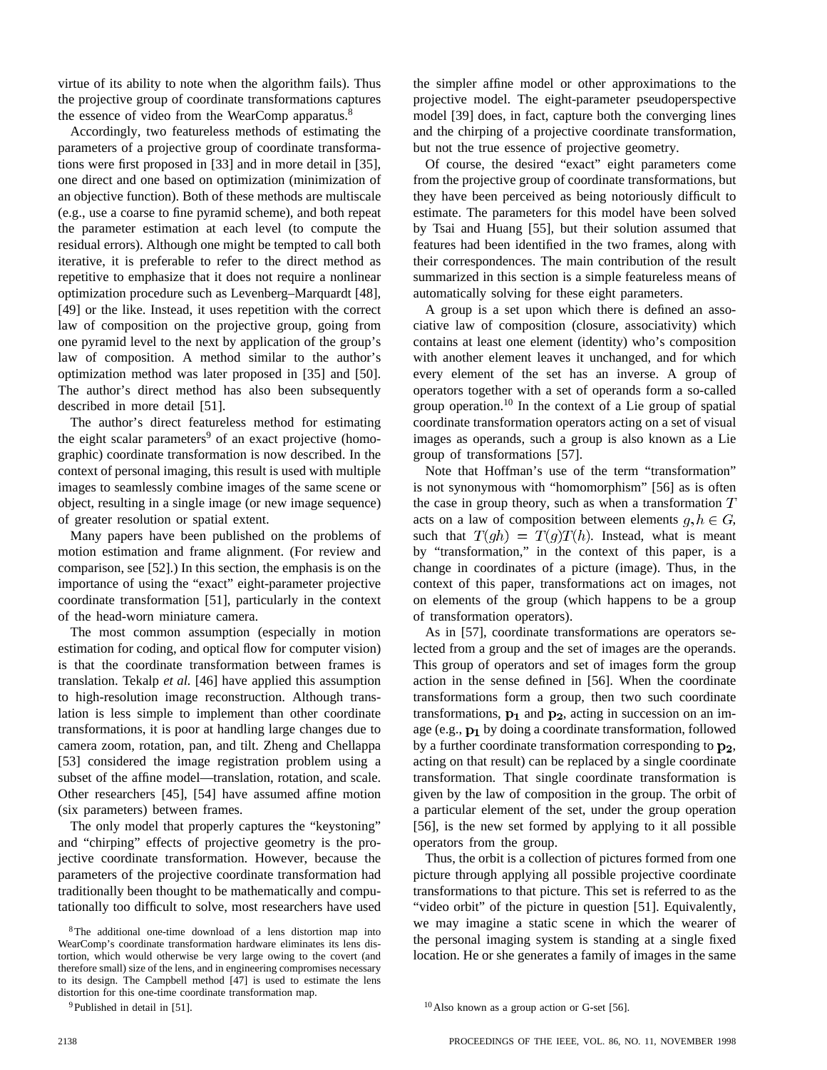virtue of its ability to note when the algorithm fails). Thus the projective group of coordinate transformations captures the essence of video from the WearComp apparatus.[8]

Accordingly, two featureless methods of estimating the parameters of a projective group of coordinate transformations were first proposed in [33] and in more detail in [35], one direct and one based on optimization (minimization of an objective function). Both of these methods are multiscale (e.g., use a coarse to fine pyramid scheme), and both repeat the parameter estimation at each level (to compute the residual errors). Although one might be tempted to call both iterative, it is preferable to refer to the direct method as repetitive to emphasize that it does not require a nonlinear optimization procedure such as Levenberg–Marquardt [48], [49] or the like. Instead, it uses repetition with the correct law of composition on the projective group, going from one pyramid level to the next by application of the group's law of composition. A method similar to the author's optimization method was later proposed in [35] and [50]. The author's direct method has also been subsequently described in more detail [51].

The author's direct featureless method for estimating the eight scalar parameters[9] of an exact projective (homographic) coordinate transformation is now described. In the context of personal imaging, this result is used with multiple images to seamlessly combine images of the same scene or object, resulting in a single image (or new image sequence) of greater resolution or spatial extent.

Many papers have been published on the problems of motion estimation and frame alignment. (For review and comparison, see [52].) In this section, the emphasis is on the importance of using the "exact" eight-parameter projective coordinate transformation [51], particularly in the context of the head-worn miniature camera.

The most common assumption (especially in motion estimation for coding, and optical flow for computer vision) is that the coordinate transformation between frames is translation. Tekalp *et al.* [46] have applied this assumption to high-resolution image reconstruction. Although translation is less simple to implement than other coordinate transformations, it is poor at handling large changes due to camera zoom, rotation, pan, and tilt. Zheng and Chellappa [53] considered the image registration problem using a subset of the affine model—translation, rotation, and scale. Other researchers [45], [54] have assumed affine motion (six parameters) between frames.

The only model that properly captures the "keystoning" and "chirping" effects of projective geometry is the projective coordinate transformation. However, because the parameters of the projective coordinate transformation had traditionally been thought to be mathematically and computationally too difficult to solve, most researchers have used the simpler affine model or other approximations to the projective model. The eight-parameter pseudoperspective model [39] does, in fact, capture both the converging lines and the chirping of a projective coordinate transformation, but not the true essence of projective geometry.

Of course, the desired "exact" eight parameters come from the projective group of coordinate transformations, but they have been perceived as being notoriously difficult to estimate. The parameters for this model have been solved by Tsai and Huang [55], but their solution assumed that features had been identified in the two frames, along with their correspondences. The main contribution of the result summarized in this section is a simple featureless means of automatically solving for these eight parameters.

A group is a set upon which there is defined an associative law of composition (closure, associativity) which contains at least one element (identity) who's composition with another element leaves it unchanged, and for which every element of the set has an inverse. A group of operators together with a set of operands form a so-called group operation.[10] In the context of a Lie group of spatial coordinate transformation operators acting on a set of visual images as operands, such a group is also known as a Lie group of transformations [57].

Note that Hoffman's use of the term "transformation" is not synonymous with "homomorphism" [56] as is often the case in group theory, such as when a transformation $T$ acts on a law of composition between elements $g, h \in G$, such that $T(gh) = T(g)T(h)$. Instead, what is meant by "transformation," in the context of this paper, is a change in coordinates of a picture (image). Thus, in the context of this paper, transformations act on images, not on elements of the group (which happens to be a group of transformation operators).

As in [57], coordinate transformations are operators selected from a group and the set of images are the operands. This group of operators and set of images form the group action in the sense defined in [56]. When the coordinate transformations form a group, then two such coordinate transformations, $\mathbf{p_1}$ and $\mathbf{p_2}$, acting in succession on an image (e.g., $\mathbf{p_1}$ by doing a coordinate transformation, followed by a further coordinate transformation corresponding to $\mathbf{p_2}$, acting on that result) can be replaced by a single coordinate transformation. That single coordinate transformation is given by the law of composition in the group. The orbit of a particular element of the set, under the group operation [56], is the new set formed by applying to it all possible operators from the group.

Thus, the orbit is a collection of pictures formed from one picture through applying all possible projective coordinate transformations to that picture. This set is referred to as the "video orbit" of the picture in question [51]. Equivalently, we may imagine a static scene in which the wearer of the personal imaging system is standing at a single fixed location. He or she generates a family of images in the same

[8] The additional one-time download of a lens distortion map into WearComp's coordinate transformation hardware eliminates its lens distortion, which would otherwise be very large owing to the covert (and therefore small) size of the lens, and in engineering compromises necessary to its design. The Campbell method [47] is used to estimate the lens distortion for this one-time coordinate transformation map.

[9] Published in detail in [51].

[10] Also known as a group action or G-set [56].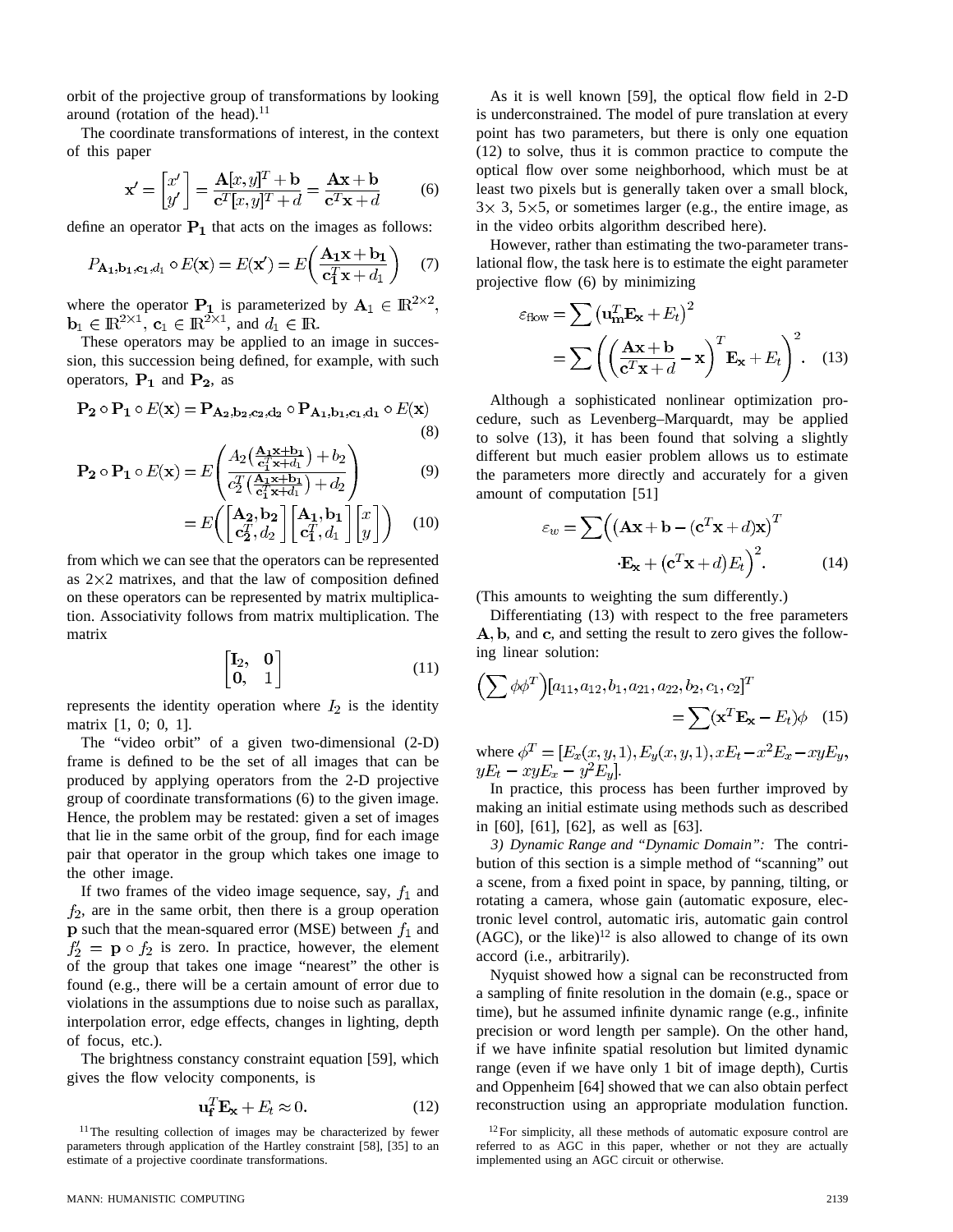orbit of the projective group of transformations by looking around (rotation of the head).[11]

The coordinate transformations of interest, in the context of this paper

$$\mathbf{x}' = \begin{bmatrix} x' \\ y' \end{bmatrix} = \frac{\mathbf{A}[x,y]^T + \mathbf{b}}{\mathbf{c}^T[x,y]^T + d} = \frac{\mathbf{A}\mathbf{x} + \mathbf{b}}{\mathbf{c}^T\mathbf{x} + d} \tag{6}$$

define an operator $\mathbf{P_1}$ that acts on the images as follows:

$$P_{\mathbf{A_1},\mathbf{b_1},\mathbf{c_1},d_1} \circ E(\mathbf{x}) = E(\mathbf{x}') = E\left(\frac{\mathbf{A_1}\mathbf{x} + \mathbf{b_1}}{\mathbf{c_1^T}\mathbf{x} + d_1}\right) \tag{7}$$

where the operator $\mathbf{P_1}$ is parameterized by $\mathbf{A}_1 \in \mathbb{R}^{2\times 2}$, $\mathbf{b}_1 \in \mathbb{R}^{2\times 1}$, $\mathbf{c}_1 \in \mathbb{R}^{2\times 1}$, and $d_1 \in \mathbb{R}$.

These operators may be applied to an image in succession, this succession being defined, for example, with such operators, $\mathbf{P_1}$ and $\mathbf{P_2}$, as

$$\mathbf{P_2} \circ \mathbf{P_1} \circ E(\mathbf{x}) = \mathbf{P_{A_2,b_2,c_2,d_2}} \circ \mathbf{P_{A_1,b_1,c_1,d_1}} \circ E(\mathbf{x}) \tag{8}$$

$$\mathbf{P_2} \circ \mathbf{P_1} \circ E(\mathbf{x}) = E\left(\frac{A_2\left(\frac{\mathbf{A_1 x + b_1}}{\mathbf{c_1^T x} + d_1}\right) + b_2}{c_2^T\left(\frac{\mathbf{A_1 x + b_1}}{\mathbf{c_1^T x} + d_1}\right) + d_2}\right) \tag{9}$$

$$= E\left(\begin{bmatrix} \mathbf{A_2}, \mathbf{b_2} \\ \mathbf{c_2^T}, d_2 \end{bmatrix} \begin{bmatrix} \mathbf{A_1}, \mathbf{b_1} \\ \mathbf{c_1^T}, d_1 \end{bmatrix} \begin{bmatrix} x \\ y \end{bmatrix}\right) \tag{10}$$

from which we can see that the operators can be represented as 2×2 matrixes, and that the law of composition defined on these operators can be represented by matrix multiplication. Associativity follows from matrix multiplication. The matrix

$$\begin{bmatrix} \mathbf{I_2}, & \mathbf{0} \\ \mathbf{0}, & 1 \end{bmatrix} \tag{11}$$

represents the identity operation where $I_2$ is the identity matrix [1, 0; 0, 1].

The "video orbit" of a given two-dimensional (2-D) frame is defined to be the set of all images that can be produced by applying operators from the 2-D projective group of coordinate transformations (6) to the given image. Hence, the problem may be restated: given a set of images that lie in the same orbit of the group, find for each image pair that operator in the group which takes one image to the other image.

If two frames of the video image sequence, say, $f_1$ and $f_2$, are in the same orbit, then there is a group operation $\mathbf{p}$ such that the mean-squared error (MSE) between $f_1$ and $f_2' = \mathbf{p} \circ f_2$ is zero. In practice, however, the element of the group that takes one image "nearest" the other is found (e.g., there will be a certain amount of error due to violations in the assumptions due to noise such as parallax, interpolation error, edge effects, changes in lighting, depth of focus, etc.).

The brightness constancy constraint equation [59], which gives the flow velocity components, is

$$\mathbf{u_f^T}\mathbf{E_x} + E_t \approx 0. \tag{12}$$

[11] The resulting collection of images may be characterized by fewer parameters through application of the Hartley constraint [58], [35] to an estimate of a projective coordinate transformations.

As it is well known [59], the optical flow field in 2-D is underconstrained. The model of pure translation at every point has two parameters, but there is only one equation (12) to solve, thus it is common practice to compute the optical flow over some neighborhood, which must be at least two pixels but is generally taken over a small block, 3× 3, 5×5, or sometimes larger (e.g., the entire image, as in the video orbits algorithm described here).

However, rather than estimating the two-parameter translational flow, the task here is to estimate the eight parameter projective flow (6) by minimizing

$$\begin{aligned} \varepsilon_{\text{flow}} &= \sum \left(\mathbf{u_m^T}\mathbf{E_x} + E_t\right)^2 \\ &= \sum \left(\left(\frac{\mathbf{A}\mathbf{x} + \mathbf{b}}{\mathbf{c^T}\mathbf{x} + d} - \mathbf{x}\right)^T \mathbf{E_x} + E_t\right)^2. \end{aligned} \tag{13}$$

Although a sophisticated nonlinear optimization procedure, such as Levenberg–Marquardt, may be applied to solve (13), it has been found that solving a slightly different but much easier problem allows us to estimate the parameters more directly and accurately for a given amount of computation [51]

$$\begin{aligned} \varepsilon_w = \sum \Big( &(\mathbf{A}\mathbf{x} + \mathbf{b} - (\mathbf{c}^T\mathbf{x} + d)\mathbf{x})^T \\ &\cdot \mathbf{E_x} + (\mathbf{c}^T\mathbf{x} + d)E_t\Big)^2. \end{aligned} \tag{14}$$

(This amounts to weighting the sum differently.)

Differentiating (13) with respect to the free parameters $\mathbf{A}, \mathbf{b}$, and $\mathbf{c}$, and setting the result to zero gives the following linear solution:

$$\left(\sum \phi\phi^T\right)[a_{11}, a_{12}, b_1, a_{21}, a_{22}, b_2, c_1, c_2]^T = \sum(\mathbf{x}^T\mathbf{E_x} - E_t)\phi \tag{15}$$

where $\phi^T = [E_x(x,y,1), E_y(x,y,1), xE_t - x^2E_x - xyE_y, yE_t - xyE_x - y^2E_y]$.

In practice, this process has been further improved by making an initial estimate using methods such as described in [60], [61], [62], as well as [63].

*3) Dynamic Range and "Dynamic Domain":* The contribution of this section is a simple method of "scanning" out a scene, from a fixed point in space, by panning, tilting, or rotating a camera, whose gain (automatic exposure, electronic level control, automatic iris, automatic gain control (AGC), or the like)[12] is also allowed to change of its own accord (i.e., arbitrarily).

Nyquist showed how a signal can be reconstructed from a sampling of finite resolution in the domain (e.g., space or time), but he assumed infinite dynamic range (e.g., infinite precision or word length per sample). On the other hand, if we have infinite spatial resolution but limited dynamic range (even if we have only 1 bit of image depth), Curtis and Oppenheim [64] showed that we can also obtain perfect reconstruction using an appropriate modulation function.

[12] For simplicity, all these methods of automatic exposure control are referred to as AGC in this paper, whether or not they are actually implemented using an AGC circuit or otherwise.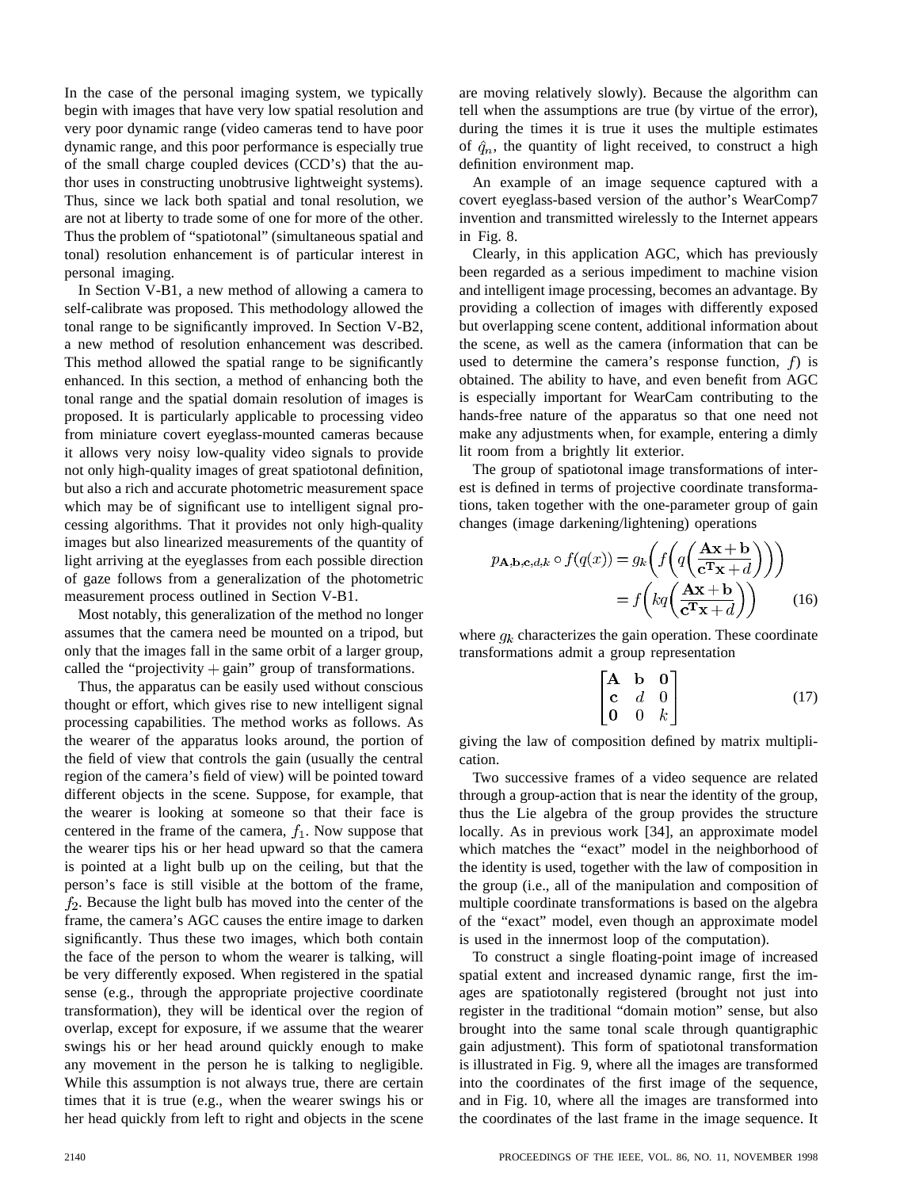In the case of the personal imaging system, we typically begin with images that have very low spatial resolution and very poor dynamic range (video cameras tend to have poor dynamic range, and this poor performance is especially true of the small charge coupled devices (CCD's) that the author uses in constructing unobtrusive lightweight systems). Thus, since we lack both spatial and tonal resolution, we are not at liberty to trade some of one for more of the other. Thus the problem of "spatiotonal" (simultaneous spatial and tonal) resolution enhancement is of particular interest in personal imaging.

In Section V-B1, a new method of allowing a camera to self-calibrate was proposed. This methodology allowed the tonal range to be significantly improved. In Section V-B2, a new method of resolution enhancement was described. This method allowed the spatial range to be significantly enhanced. In this section, a method of enhancing both the tonal range and the spatial domain resolution of images is proposed. It is particularly applicable to processing video from miniature covert eyeglass-mounted cameras because it allows very noisy low-quality video signals to provide not only high-quality images of great spatiotonal definition, but also a rich and accurate photometric measurement space which may be of significant use to intelligent signal processing algorithms. That it provides not only high-quality images but also linearized measurements of the quantity of light arriving at the eyeglasses from each possible direction of gaze follows from a generalization of the photometric measurement process outlined in Section V-B1.

Most notably, this generalization of the method no longer assumes that the camera need be mounted on a tripod, but only that the images fall in the same orbit of a larger group, called the "projectivity + gain" group of transformations.

Thus, the apparatus can be easily used without conscious thought or effort, which gives rise to new intelligent signal processing capabilities. The method works as follows. As the wearer of the apparatus looks around, the portion of the field of view that controls the gain (usually the central region of the camera's field of view) will be pointed toward different objects in the scene. Suppose, for example, that the wearer is looking at someone so that their face is centered in the frame of the camera, $f_1$. Now suppose that the wearer tips his or her head upward so that the camera is pointed at a light bulb up on the ceiling, but that the person's face is still visible at the bottom of the frame, $f_2$. Because the light bulb has moved into the center of the frame, the camera's AGC causes the entire image to darken significantly. Thus these two images, which both contain the face of the person to whom the wearer is talking, will be very differently exposed. When registered in the spatial sense (e.g., through the appropriate projective coordinate transformation), they will be identical over the region of overlap, except for exposure, if we assume that the wearer swings his or her head around quickly enough to make any movement in the person he is talking to negligible. While this assumption is not always true, there are certain times that it is true (e.g., when the wearer swings his or her head quickly from left to right and objects in the scene are moving relatively slowly). Because the algorithm can tell when the assumptions are true (by virtue of the error), during the times it is true it uses the multiple estimates of $\hat{q}_n$, the quantity of light received, to construct a high definition environment map.

An example of an image sequence captured with a covert eyeglass-based version of the author's WearComp7 invention and transmitted wirelessly to the Internet appears in Fig. 8.

Clearly, in this application AGC, which has previously been regarded as a serious impediment to machine vision and intelligent image processing, becomes an advantage. By providing a collection of images with differently exposed but overlapping scene content, additional information about the scene, as well as the camera (information that can be used to determine the camera's response function, $f$) is obtained. The ability to have, and even benefit from AGC is especially important for WearCam contributing to the hands-free nature of the apparatus so that one need not make any adjustments when, for example, entering a dimly lit room from a brightly lit exterior.

The group of spatiotonal image transformations of interest is defined in terms of projective coordinate transformations, taken together with the one-parameter group of gain changes (image darkening/lightening) operations

$$p_{\mathbf{A},\mathbf{b},\mathbf{c},d,k} \circ f(q(x)) = g_k\left(f\left(q\left(\frac{\mathbf{A}\mathbf{x}+\mathbf{b}}{\mathbf{c}^{\mathbf{T}}\mathbf{x}+d}\right)\right)\right) = f\left(kq\left(\frac{\mathbf{A}\mathbf{x}+\mathbf{b}}{\mathbf{c}^{\mathbf{T}}\mathbf{x}+d}\right)\right) \tag{16}$$

where $g_k$ characterizes the gain operation. These coordinate transformations admit a group representation

$$\begin{bmatrix} \mathbf{A} & \mathbf{b} & \mathbf{0} \\ \mathbf{c} & d & 0 \\ \mathbf{0} & 0 & k \end{bmatrix} \tag{17}$$

giving the law of composition defined by matrix multiplication.

Two successive frames of a video sequence are related through a group-action that is near the identity of the group, thus the Lie algebra of the group provides the structure locally. As in previous work [34], an approximate model which matches the "exact" model in the neighborhood of the identity is used, together with the law of composition in the group (i.e., all of the manipulation and composition of multiple coordinate transformations is based on the algebra of the "exact" model, even though an approximate model is used in the innermost loop of the computation).

To construct a single floating-point image of increased spatial extent and increased dynamic range, first the images are spatiotonally registered (brought not just into register in the traditional "domain motion" sense, but also brought into the same tonal scale through quantigraphic gain adjustment). This form of spatiotonal transformation is illustrated in Fig. 9, where all the images are transformed into the coordinates of the first image of the sequence, and in Fig. 10, where all the images are transformed into the coordinates of the last frame in the image sequence. It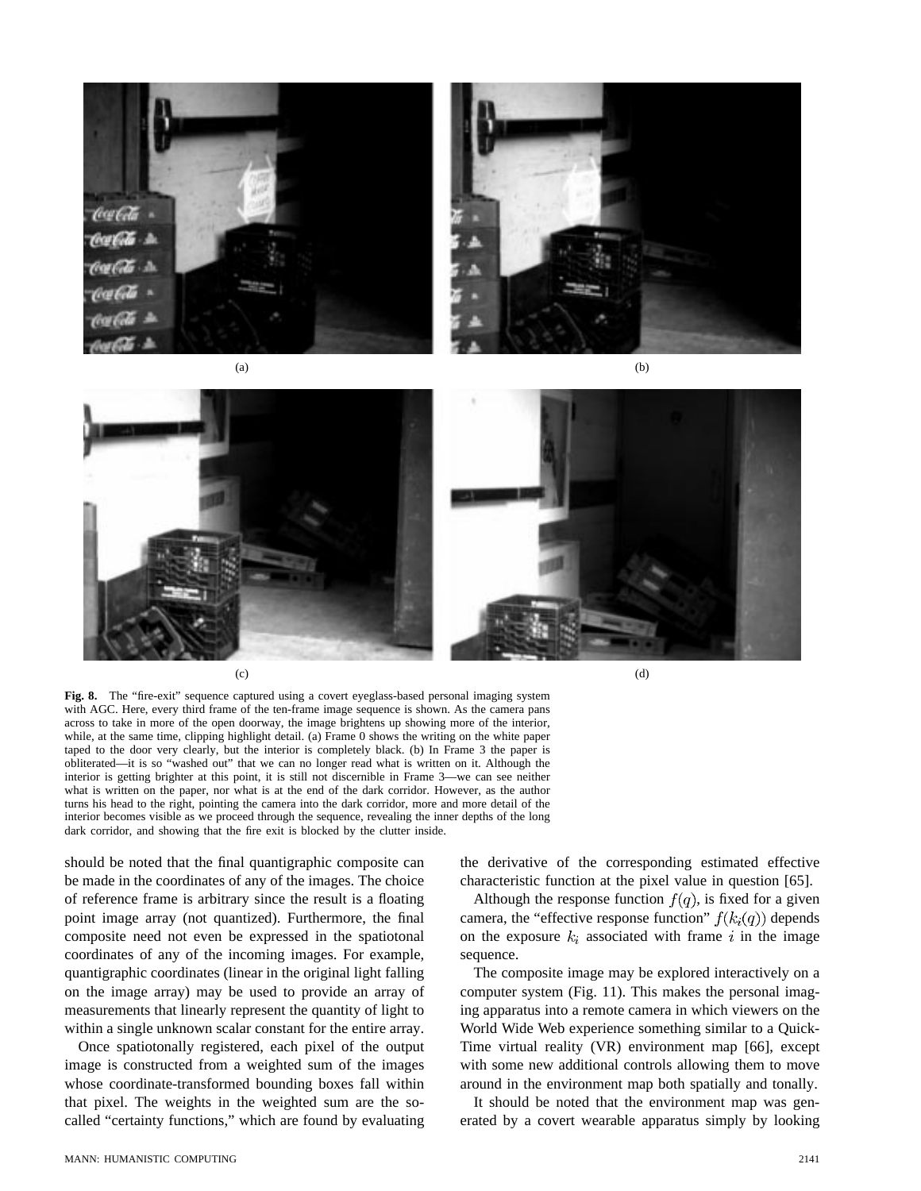(a)

(b)

(c)

(d)

**Fig. 8.** The "fire-exit" sequence captured using a covert eyeglass-based personal imaging system with AGC. Here, every third frame of the ten-frame image sequence is shown. As the camera pans across to take in more of the open doorway, the image brightens up showing more of the interior, while, at the same time, clipping highlight detail. (a) Frame 0 shows the writing on the white paper taped to the door very clearly, but the interior is completely black. (b) In Frame 3 the paper is obliterated—it is so "washed out" that we can no longer read what is written on it. Although the interior is getting brighter at this point, it is still not discernible in Frame 3—we can see neither what is written on the paper, nor what is at the end of the dark corridor. However, as the author turns his head to the right, pointing the camera into the dark corridor, more and more detail of the interior becomes visible as we proceed through the sequence, revealing the inner depths of the long dark corridor, and showing that the fire exit is blocked by the clutter inside.

should be noted that the final quantigraphic composite can be made in the coordinates of any of the images. The choice of reference frame is arbitrary since the result is a floating point image array (not quantized). Furthermore, the final composite need not even be expressed in the spatiotonal coordinates of any of the incoming images. For example, quantigraphic coordinates (linear in the original light falling on the image array) may be used to provide an array of measurements that linearly represent the quantity of light to within a single unknown scalar constant for the entire array.

Once spatiotonally registered, each pixel of the output image is constructed from a weighted sum of the images whose coordinate-transformed bounding boxes fall within that pixel. The weights in the weighted sum are the so-called "certainty functions," which are found by evaluating the derivative of the corresponding estimated effective characteristic function at the pixel value in question [65].

Although the response function $f(q)$, is fixed for a given camera, the "effective response function" $f(k_i(q))$ depends on the exposure $k_i$ associated with frame $i$ in the image sequence.

The composite image may be explored interactively on a computer system (Fig. 11). This makes the personal imaging apparatus into a remote camera in which viewers on the World Wide Web experience something similar to a QuickTime virtual reality (VR) environment map [66], except with some new additional controls allowing them to move around in the environment map both spatially and tonally.

It should be noted that the environment map was generated by a covert wearable apparatus simply by looking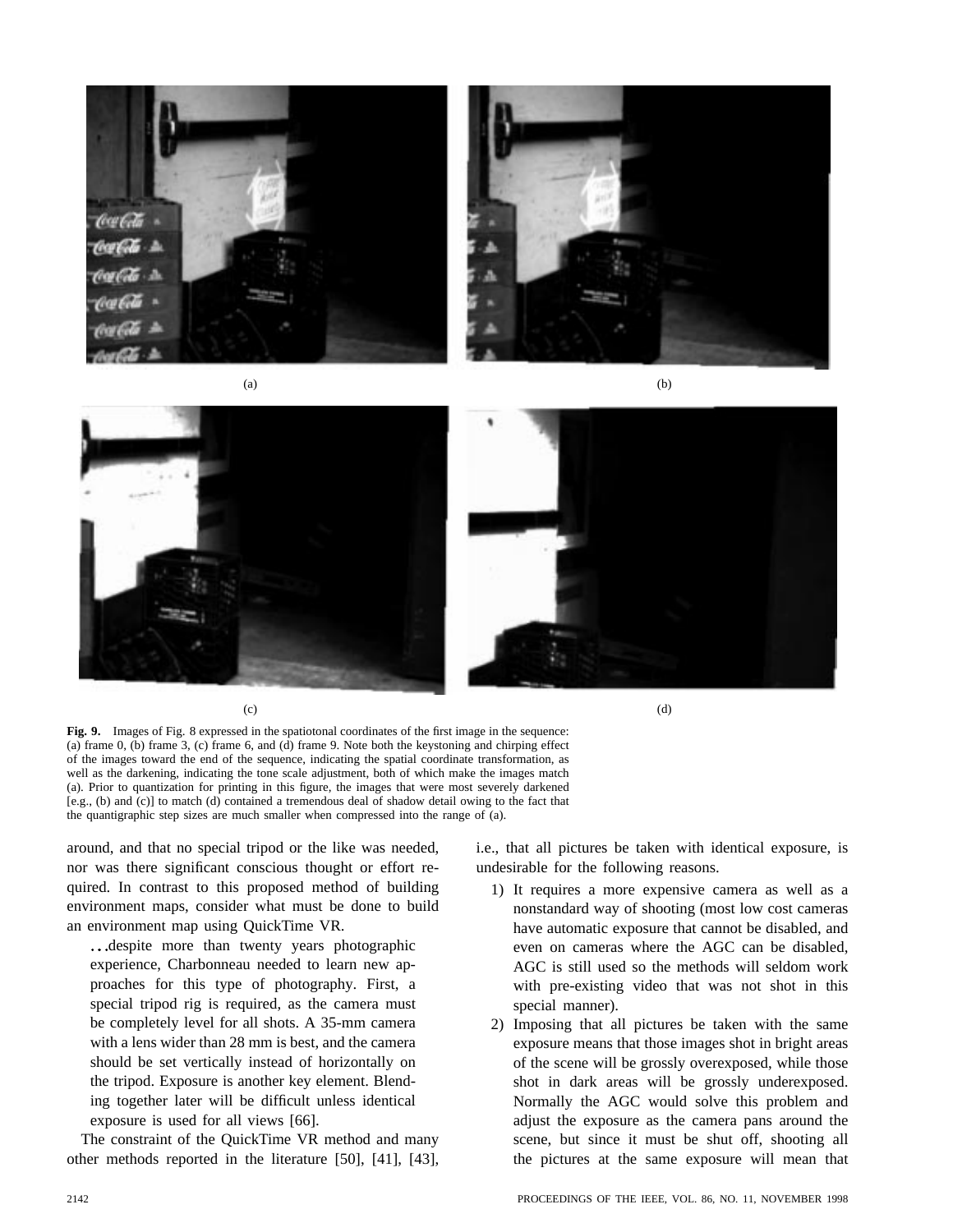(a)

(b)

(c)

(d)

**Fig. 9.** Images of Fig. 8 expressed in the spatiotonal coordinates of the first image in the sequence: (a) frame 0, (b) frame 3, (c) frame 6, and (d) frame 9. Note both the keystoning and chirping effect of the images toward the end of the sequence, indicating the spatial coordinate transformation, as well as the darkening, indicating the tone scale adjustment, both of which make the images match (a). Prior to quantization for printing in this figure, the images that were most severely darkened [e.g., (b) and (c)] to match (d) contained a tremendous deal of shadow detail owing to the fact that the quantigraphic step sizes are much smaller when compressed into the range of (a).

around, and that no special tripod or the like was needed, nor was there significant conscious thought or effort required. In contrast to this proposed method of building environment maps, consider what must be done to build an environment map using QuickTime VR.

> …despite more than twenty years photographic experience, Charbonneau needed to learn new approaches for this type of photography. First, a special tripod rig is required, as the camera must be completely level for all shots. A 35-mm camera with a lens wider than 28 mm is best, and the camera should be set vertically instead of horizontally on the tripod. Exposure is another key element. Blending together later will be difficult unless identical exposure is used for all views [66].

The constraint of the QuickTime VR method and many other methods reported in the literature [50], [41], [43], i.e., that all pictures be taken with identical exposure, is undesirable for the following reasons.

1) It requires a more expensive camera as well as a nonstandard way of shooting (most low cost cameras have automatic exposure that cannot be disabled, and even on cameras where the AGC can be disabled, AGC is still used so the methods will seldom work with pre-existing video that was not shot in this special manner).
2) Imposing that all pictures be taken with the same exposure means that those images shot in bright areas of the scene will be grossly overexposed, while those shot in dark areas will be grossly underexposed. Normally the AGC would solve this problem and adjust the exposure as the camera pans around the scene, but since it must be shut off, shooting all the pictures at the same exposure will mean that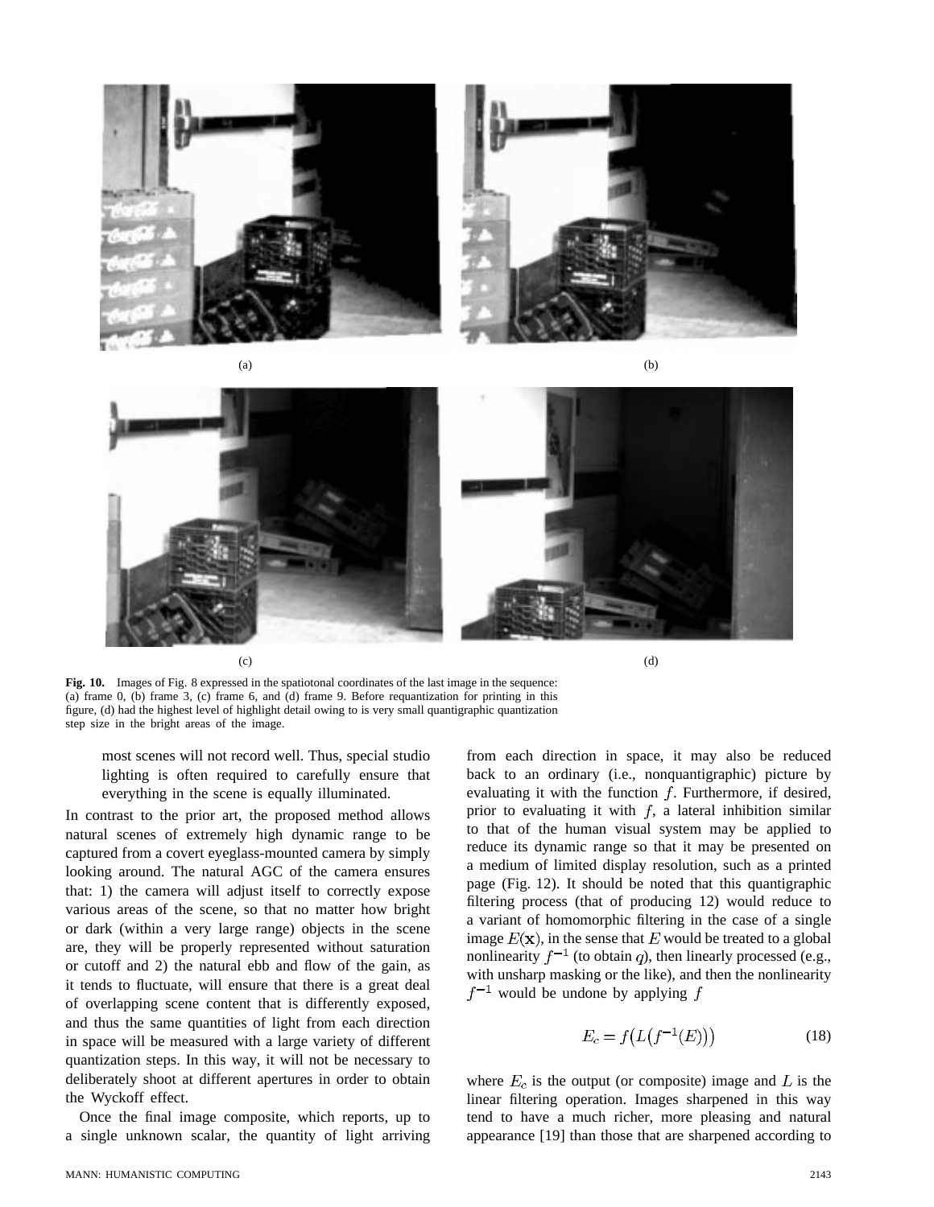(a)

(b)

(c)

(d)

**Fig. 10.** Images of Fig. 8 expressed in the spatiotonal coordinates of the last image in the sequence: (a) frame 0, (b) frame 3, (c) frame 6, and (d) frame 9. Before requantization for printing in this figure, (d) had the highest level of highlight detail owing to is very small quantigraphic quantization step size in the bright areas of the image.

> most scenes will not record well. Thus, special studio lighting is often required to carefully ensure that everything in the scene is equally illuminated.

In contrast to the prior art, the proposed method allows natural scenes of extremely high dynamic range to be captured from a covert eyeglass-mounted camera by simply looking around. The natural AGC of the camera ensures that: 1) the camera will adjust itself to correctly expose various areas of the scene, so that no matter how bright or dark (within a very large range) objects in the scene are, they will be properly represented without saturation or cutoff and 2) the natural ebb and flow of the gain, as it tends to fluctuate, will ensure that there is a great deal of overlapping scene content that is differently exposed, and thus the same quantities of light from each direction in space will be measured with a large variety of different quantization steps. In this way, it will not be necessary to deliberately shoot at different apertures in order to obtain the Wyckoff effect.

Once the final image composite, which reports, up to a single unknown scalar, the quantity of light arriving from each direction in space, it may also be reduced back to an ordinary (i.e., nonquantigraphic) picture by evaluating it with the function $f$. Furthermore, if desired, prior to evaluating it with $f$, a lateral inhibition similar to that of the human visual system may be applied to reduce its dynamic range so that it may be presented on a medium of limited display resolution, such as a printed page (Fig. 12). It should be noted that this quantigraphic filtering process (that of producing 12) would reduce to a variant of homomorphic filtering in the case of a single image $E(\mathbf{x})$, in the sense that $E$ would be treated to a global nonlinearity $f^{-1}$ (to obtain $q$), then linearly processed (e.g., with unsharp masking or the like), and then the nonlinearity $f^{-1}$ would be undone by applying $f$

$$E_c = f\big(L\big(f^{-1}(E)\big)\big) \tag{18}$$

where $E_c$ is the output (or composite) image and $L$ is the linear filtering operation. Images sharpened in this way tend to have a much richer, more pleasing and natural appearance [19] than those that are sharpened according to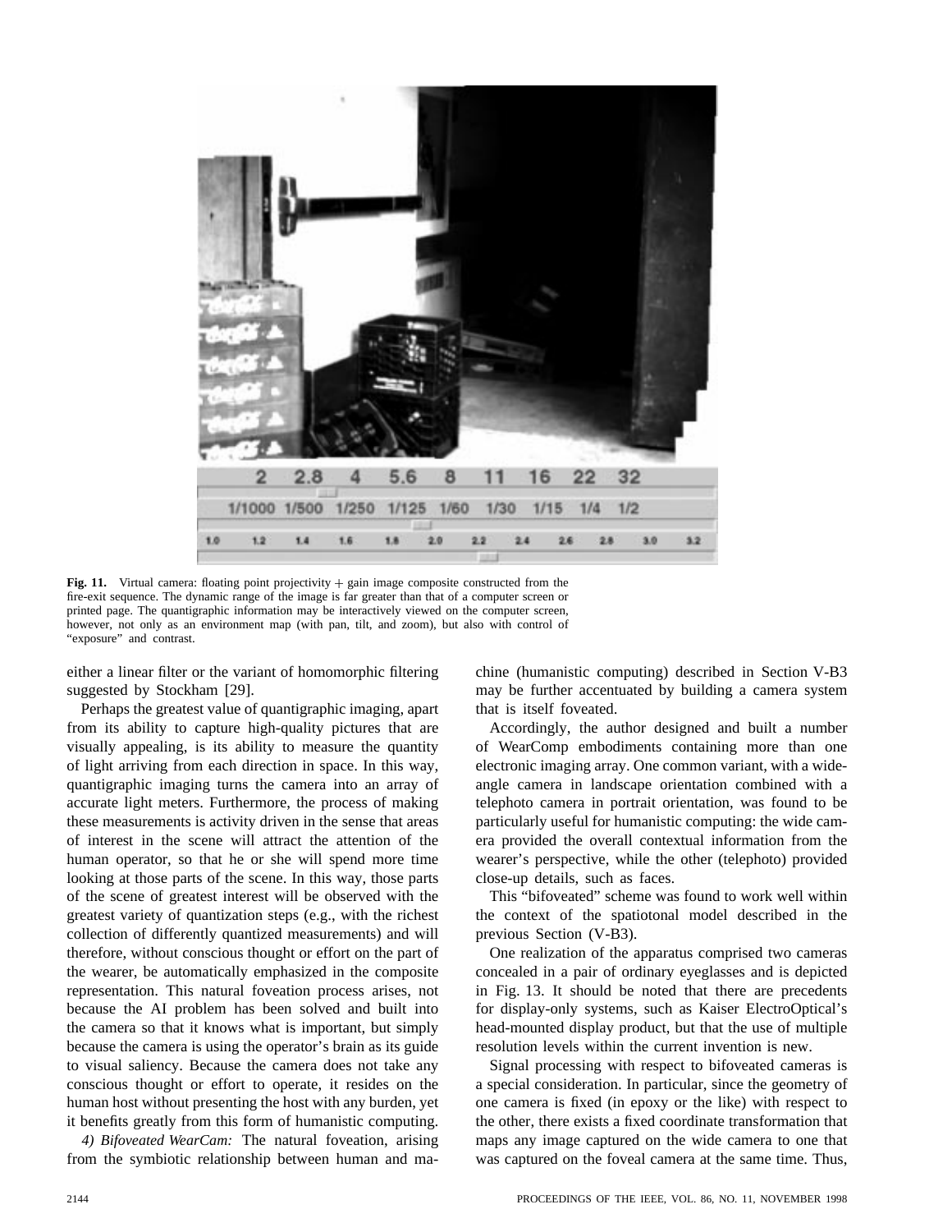**Fig. 11.** Virtual camera: floating point projectivity + gain image composite constructed from the fire-exit sequence. The dynamic range of the image is far greater than that of a computer screen or printed page. The quantigraphic information may be interactively viewed on the computer screen, however, not only as an environment map (with pan, tilt, and zoom), but also with control of "exposure" and contrast.

either a linear filter or the variant of homomorphic filtering suggested by Stockham [29].

Perhaps the greatest value of quantigraphic imaging, apart from its ability to capture high-quality pictures that are visually appealing, is its ability to measure the quantity of light arriving from each direction in space. In this way, quantigraphic imaging turns the camera into an array of accurate light meters. Furthermore, the process of making these measurements is activity driven in the sense that areas of interest in the scene will attract the attention of the human operator, so that he or she will spend more time looking at those parts of the scene. In this way, those parts of the scene of greatest interest will be observed with the greatest variety of quantization steps (e.g., with the richest collection of differently quantized measurements) and will therefore, without conscious thought or effort on the part of the wearer, be automatically emphasized in the composite representation. This natural foveation process arises, not because the AI problem has been solved and built into the camera so that it knows what is important, but simply because the camera is using the operator's brain as its guide to visual saliency. Because the camera does not take any conscious thought or effort to operate, it resides on the human host without presenting the host with any burden, yet it benefits greatly from this form of humanistic computing.

*4) Bifoveated WearCam:* The natural foveation, arising from the symbiotic relationship between human and machine (humanistic computing) described in Section V-B3 may be further accentuated by building a camera system that is itself foveated.

Accordingly, the author designed and built a number of WearComp embodiments containing more than one electronic imaging array. One common variant, with a wide-angle camera in landscape orientation combined with a telephoto camera in portrait orientation, was found to be particularly useful for humanistic computing: the wide camera provided the overall contextual information from the wearer's perspective, while the other (telephoto) provided close-up details, such as faces.

This "bifoveated" scheme was found to work well within the context of the spatiotonal model described in the previous Section (V-B3).

One realization of the apparatus comprised two cameras concealed in a pair of ordinary eyeglasses and is depicted in Fig. 13. It should be noted that there are precedents for display-only systems, such as Kaiser ElectroOptical's head-mounted display product, but that the use of multiple resolution levels within the current invention is new.

Signal processing with respect to bifoveated cameras is a special consideration. In particular, since the geometry of one camera is fixed (in epoxy or the like) with respect to the other, there exists a fixed coordinate transformation that maps any image captured on the wide camera to one that was captured on the foveal camera at the same time. Thus,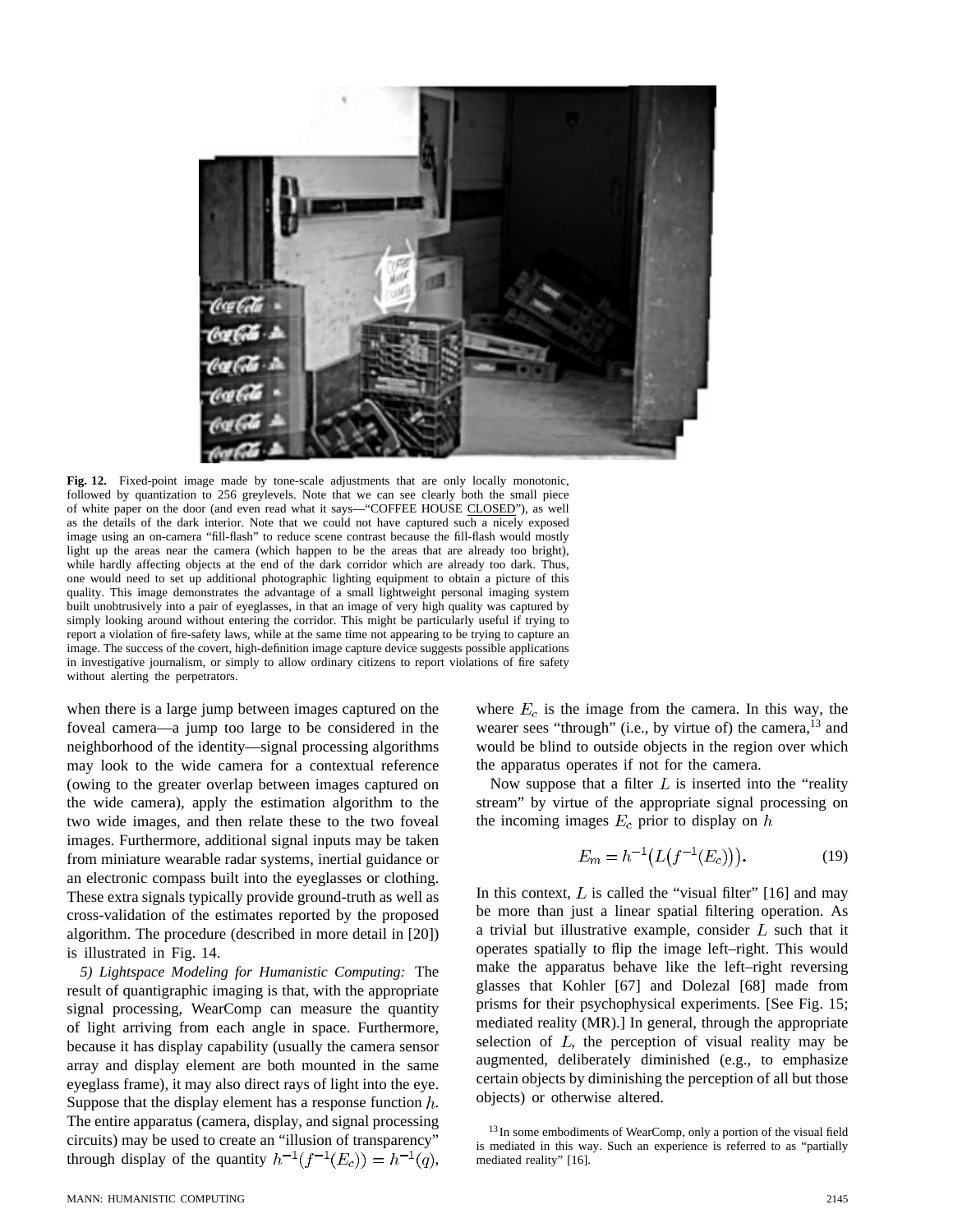**Fig. 12.** Fixed-point image made by tone-scale adjustments that are only locally monotonic, followed by quantization to 256 greylevels. Note that we can see clearly both the small piece of white paper on the door (and even read what it says—"COFFEE HOUSE CLOSED"), as well as the details of the dark interior. Note that we could not have captured such a nicely exposed image using an on-camera "fill-flash" to reduce scene contrast because the fill-flash would mostly light up the areas near the camera (which happen to be the areas that are already too bright), while hardly affecting objects at the end of the dark corridor which are already too dark. Thus, one would need to set up additional photographic lighting equipment to obtain a picture of this quality. This image demonstrates the advantage of a small lightweight personal imaging system built unobtrusively into a pair of eyeglasses, in that an image of very high quality was captured by simply looking around without entering the corridor. This might be particularly useful if trying to report a violation of fire-safety laws, while at the same time not appearing to be trying to capture an image. The success of the covert, high-definition image capture device suggests possible applications in investigative journalism, or simply to allow ordinary citizens to report violations of fire safety without alerting the perpetrators.

when there is a large jump between images captured on the foveal camera—a jump too large to be considered in the neighborhood of the identity—signal processing algorithms may look to the wide camera for a contextual reference (owing to the greater overlap between images captured on the wide camera), apply the estimation algorithm to the two wide images, and then relate these to the two foveal images. Furthermore, additional signal inputs may be taken from miniature wearable radar systems, inertial guidance or an electronic compass built into the eyeglasses or clothing. These extra signals typically provide ground-truth as well as cross-validation of the estimates reported by the proposed algorithm. The procedure (described in more detail in [20]) is illustrated in Fig. 14.

*5) Lightspace Modeling for Humanistic Computing:* The result of quantigraphic imaging is that, with the appropriate signal processing, WearComp can measure the quantity of light arriving from each angle in space. Furthermore, because it has display capability (usually the camera sensor array and display element are both mounted in the same eyeglass frame), it may also direct rays of light into the eye. Suppose that the display element has a response function $h$. The entire apparatus (camera, display, and signal processing circuits) may be used to create an "illusion of transparency" through display of the quantity $h^{-1}(f^{-1}(E_c)) = h^{-1}(q)$, where $E_c$ is the image from the camera. In this way, the wearer sees "through" (i.e., by virtue of) the camera,[13] and would be blind to outside objects in the region over which the apparatus operates if not for the camera.

Now suppose that a filter $L$ is inserted into the "reality stream" by virtue of the appropriate signal processing on the incoming images $E_c$ prior to display on $h$

$$E_m = h^{-1}\big(L\big(f^{-1}(E_c)\big)\big). \tag{19}$$

In this context, $L$ is called the "visual filter" [16] and may be more than just a linear spatial filtering operation. As a trivial but illustrative example, consider $L$ such that it operates spatially to flip the image left–right. This would make the apparatus behave like the left–right reversing glasses that Kohler [67] and Dolezal [68] made from prisms for their psychophysical experiments. [See Fig. 15; mediated reality (MR).] In general, through the appropriate selection of $L$, the perception of visual reality may be augmented, deliberately diminished (e.g., to emphasize certain objects by diminishing the perception of all but those objects) or otherwise altered.

[13] In some embodiments of WearComp, only a portion of the visual field is mediated in this way. Such an experience is referred to as "partially mediated reality" [16].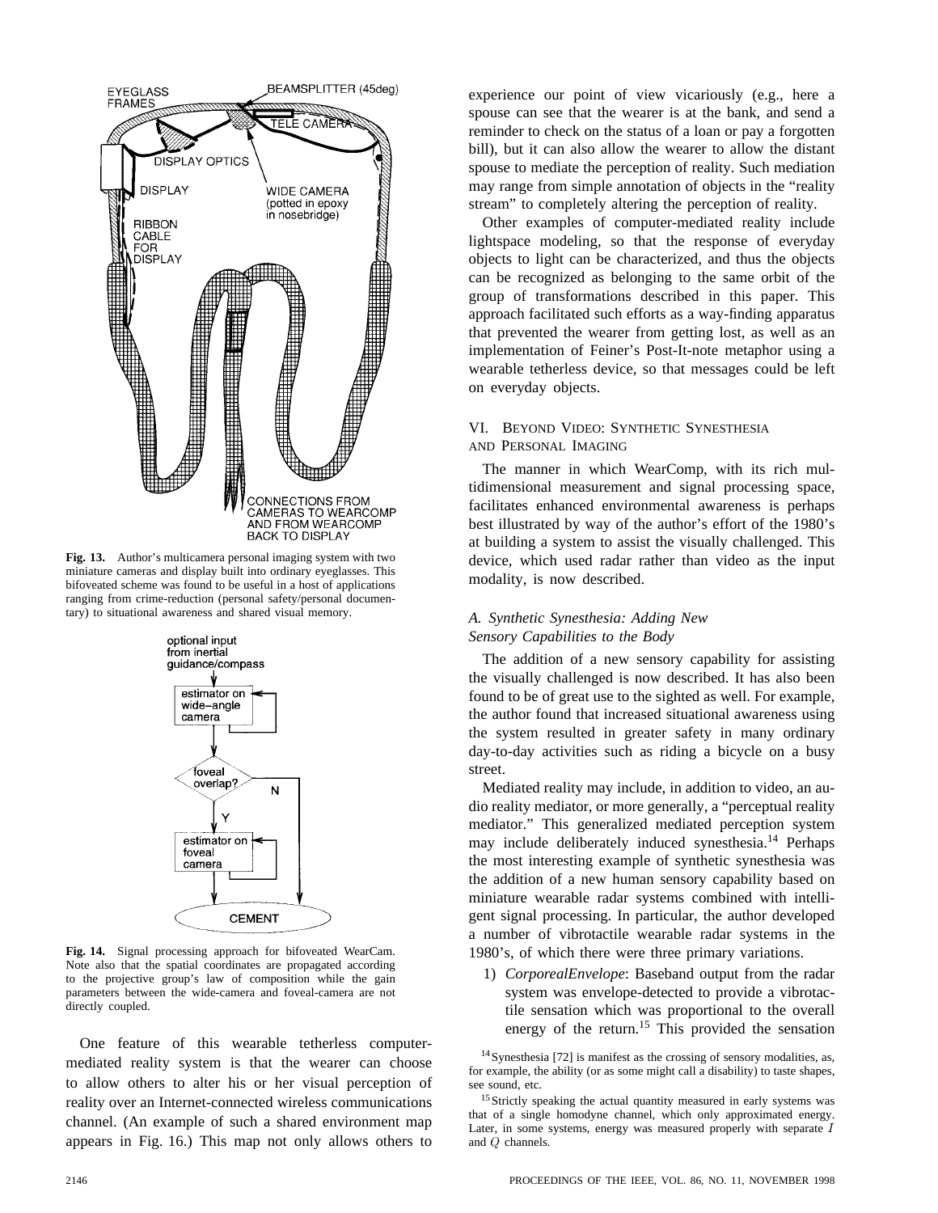EYEGLASS FRAMES

BEAMSPLITTER (45deg)

TELE CAMERA

DISPLAY OPTICS

DISPLAY

WIDE CAMERA (potted in epoxy in nosebridge)

RIBBON CABLE FOR DISPLAY

CONNECTIONS FROM CAMERAS TO WEARCOMP AND FROM WEARCOMP BACK TO DISPLAY

**Fig. 13.** Author's multicamera personal imaging system with two miniature cameras and display built into ordinary eyeglasses. This bifoveated scheme was found to be useful in a host of applications ranging from crime-reduction (personal safety/personal documentary) to situational awareness and shared visual memory.

optional input from inertial guidance/compass

estimator on wide-angle camera

foveal overlap?

N

Y

estimator on foveal camera

CEMENT

**Fig. 14.** Signal processing approach for bifoveated WearCam. Note also that the spatial coordinates are propagated according to the projective group's law of composition while the gain parameters between the wide-camera and foveal-camera are not directly coupled.

One feature of this wearable tetherless computer-mediated reality system is that the wearer can choose to allow others to alter his or her visual perception of reality over an Internet-connected wireless communications channel. (An example of such a shared environment map appears in Fig. 16.) This map not only allows others to experience our point of view vicariously (e.g., here a spouse can see that the wearer is at the bank, and send a reminder to check on the status of a loan or pay a forgotten bill), but it can also allow the wearer to allow the distant spouse to mediate the perception of reality. Such mediation may range from simple annotation of objects in the "reality stream" to completely altering the perception of reality.

Other examples of computer-mediated reality include lightspace modeling, so that the response of everyday objects to light can be characterized, and thus the objects can be recognized as belonging to the same orbit of the group of transformations described in this paper. This approach facilitated such efforts as a way-finding apparatus that prevented the wearer from getting lost, as well as an implementation of Feiner's Post-It-note metaphor using a wearable tetherless device, so that messages could be left on everyday objects.

## VI. Beyond Video: Synthetic Synesthesia and Personal Imaging

The manner in which WearComp, with its rich multidimensional measurement and signal processing space, facilitates enhanced environmental awareness is perhaps best illustrated by way of the author's effort of the 1980's at building a system to assist the visually challenged. This device, which used radar rather than video as the input modality, is now described.

### *A. Synthetic Synesthesia: Adding New Sensory Capabilities to the Body*

The addition of a new sensory capability for assisting the visually challenged is now described. It has also been found to be of great use to the sighted as well. For example, the author found that increased situational awareness using the system resulted in greater safety in many ordinary day-to-day activities such as riding a bicycle on a busy street.

Mediated reality may include, in addition to video, an audio reality mediator, or more generally, a "perceptual reality mediator." This generalized mediated perception system may include deliberately induced synesthesia.[14] Perhaps the most interesting example of synthetic synesthesia was the addition of a new human sensory capability based on miniature wearable radar systems combined with intelligent signal processing. In particular, the author developed a number of vibrotactile wearable radar systems in the 1980's, of which there were three primary variations.

1) *CorporealEnvelope*: Baseband output from the radar system was envelope-detected to provide a vibrotactile sensation which was proportional to the overall energy of the return.[15] This provided the sensation

[14] Synesthesia [72] is manifest as the crossing of sensory modalities, as, for example, the ability (or as some might call a disability) to taste shapes, see sound, etc.

[15] Strictly speaking the actual quantity measured in early systems was that of a single homodyne channel, which only approximated energy. Later, in some systems, energy was measured properly with separate $I$ and $Q$ channels.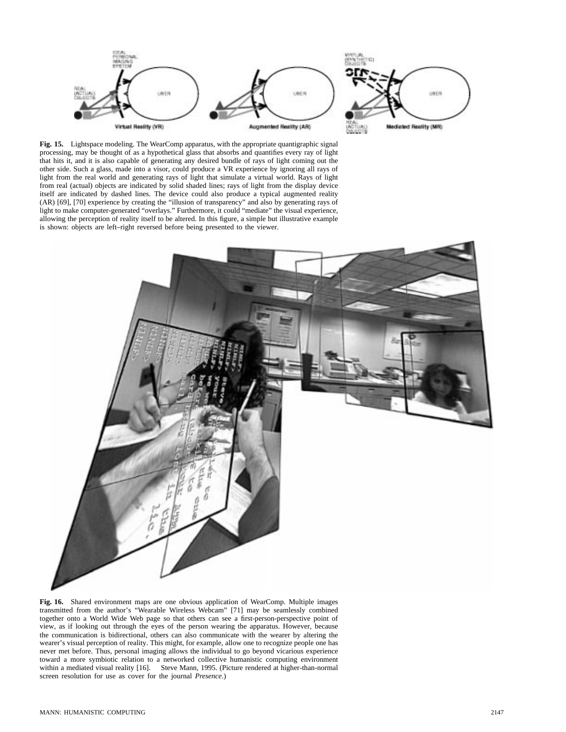**Fig. 15.** Lightspace modeling. The WearComp apparatus, with the appropriate quantigraphic signal processing, may be thought of as a hypothetical glass that absorbs and quantifies every ray of light that hits it, and it is also capable of generating any desired bundle of rays of light coming out the other side. Such a glass, made into a visor, could produce a VR experience by ignoring all rays of light from the real world and generating rays of light that simulate a virtual world. Rays of light from real (actual) objects are indicated by solid shaded lines; rays of light from the display device itself are indicated by dashed lines. The device could also produce a typical augmented reality (AR) [69], [70] experience by creating the "illusion of transparency" and also by generating rays of light to make computer-generated "overlays." Furthermore, it could "mediate" the visual experience, allowing the perception of reality itself to be altered. In this figure, a simple but illustrative example is shown: objects are left–right reversed before being presented to the viewer.

**Fig. 16.** Shared environment maps are one obvious application of WearComp. Multiple images transmitted from the author's "Wearable Wireless Webcam" [71] may be seamlessly combined together onto a World Wide Web page so that others can see a first-person-perspective point of view, as if looking out through the eyes of the person wearing the apparatus. However, because the communication is bidirectional, others can also communicate with the wearer by altering the wearer's visual perception of reality. This might, for example, allow one to recognize people one has never met before. Thus, personal imaging allows the individual to go beyond vicarious experience toward a more symbiotic relation to a networked collective humanistic computing environment within a mediated visual reality [16]. Steve Mann, 1995. (Picture rendered at higher-than-normal screen resolution for use as cover for the journal *Presence*.)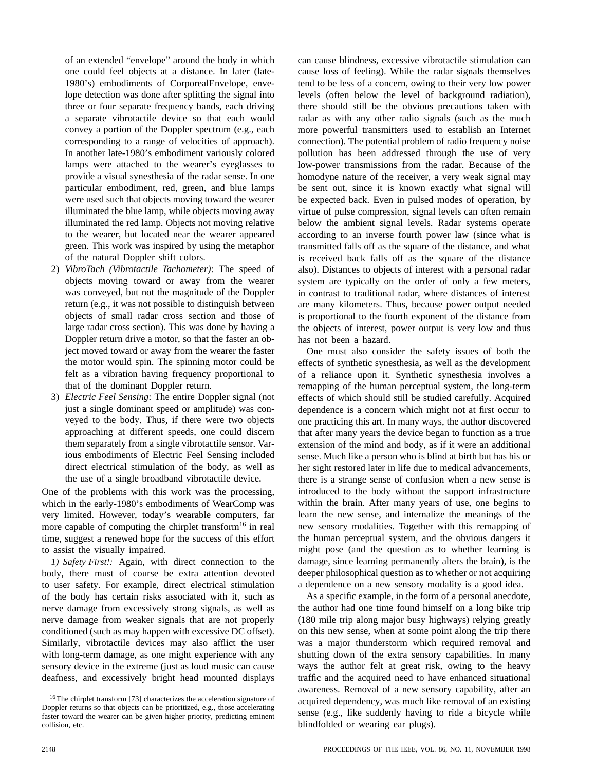of an extended "envelope" around the body in which one could feel objects at a distance. In later (late-1980's) embodiments of CorporealEnvelope, envelope detection was done after splitting the signal into three or four separate frequency bands, each driving a separate vibrotactile device so that each would convey a portion of the Doppler spectrum (e.g., each corresponding to a range of velocities of approach). In another late-1980's embodiment variously colored lamps were attached to the wearer's eyeglasses to provide a visual synesthesia of the radar sense. In one particular embodiment, red, green, and blue lamps were used such that objects moving toward the wearer illuminated the blue lamp, while objects moving away illuminated the red lamp. Objects not moving relative to the wearer, but located near the wearer appeared green. This work was inspired by using the metaphor of the natural Doppler shift colors.

2) *VibroTach (Vibrotactile Tachometer)*: The speed of objects moving toward or away from the wearer was conveyed, but not the magnitude of the Doppler return (e.g., it was not possible to distinguish between objects of small radar cross section and those of large radar cross section). This was done by having a Doppler return drive a motor, so that the faster an object moved toward or away from the wearer the faster the motor would spin. The spinning motor could be felt as a vibration having frequency proportional to that of the dominant Doppler return.

3) *Electric Feel Sensing*: The entire Doppler signal (not just a single dominant speed or amplitude) was conveyed to the body. Thus, if there were two objects approaching at different speeds, one could discern them separately from a single vibrotactile sensor. Various embodiments of Electric Feel Sensing included direct electrical stimulation of the body, as well as the use of a single broadband vibrotactile device.

One of the problems with this work was the processing, which in the early-1980's embodiments of WearComp was very limited. However, today's wearable computers, far more capable of computing the chirplet transform[16] in real time, suggest a renewed hope for the success of this effort to assist the visually impaired.

*1) Safety First!:* Again, with direct connection to the body, there must of course be extra attention devoted to user safety. For example, direct electrical stimulation of the body has certain risks associated with it, such as nerve damage from excessively strong signals, as well as nerve damage from weaker signals that are not properly conditioned (such as may happen with excessive DC offset). Similarly, vibrotactile devices may also afflict the user with long-term damage, as one might experience with any sensory device in the extreme (just as loud music can cause deafness, and excessively bright head mounted displays can cause blindness, excessive vibrotactile stimulation can cause loss of feeling). While the radar signals themselves tend to be less of a concern, owing to their very low power levels (often below the level of background radiation), there should still be the obvious precautions taken with radar as with any other radio signals (such as the much more powerful transmitters used to establish an Internet connection). The potential problem of radio frequency noise pollution has been addressed through the use of very low-power transmissions from the radar. Because of the homodyne nature of the receiver, a very weak signal may be sent out, since it is known exactly what signal will be expected back. Even in pulsed modes of operation, by virtue of pulse compression, signal levels can often remain below the ambient signal levels. Radar systems operate according to an inverse fourth power law (since what is transmitted falls off as the square of the distance, and what is received back falls off as the square of the distance also). Distances to objects of interest with a personal radar system are typically on the order of only a few meters, in contrast to traditional radar, where distances of interest are many kilometers. Thus, because power output needed is proportional to the fourth exponent of the distance from the objects of interest, power output is very low and thus has not been a hazard.

One must also consider the safety issues of both the effects of synthetic synesthesia, as well as the development of a reliance upon it. Synthetic synesthesia involves a remapping of the human perceptual system, the long-term effects of which should still be studied carefully. Acquired dependence is a concern which might not at first occur to one practicing this art. In many ways, the author discovered that after many years the device began to function as a true extension of the mind and body, as if it were an additional sense. Much like a person who is blind at birth but has his or her sight restored later in life due to medical advancements, there is a strange sense of confusion when a new sense is introduced to the body without the support infrastructure within the brain. After many years of use, one begins to learn the new sense, and internalize the meanings of the new sensory modalities. Together with this remapping of the human perceptual system, and the obvious dangers it might pose (and the question as to whether learning is damage, since learning permanently alters the brain), is the deeper philosophical question as to whether or not acquiring a dependence on a new sensory modality is a good idea.

As a specific example, in the form of a personal anecdote, the author had one time found himself on a long bike trip (180 mile trip along major busy highways) relying greatly on this new sense, when at some point along the trip there was a major thunderstorm which required removal and shutting down of the extra sensory capabilities. In many ways the author felt at great risk, owing to the heavy traffic and the acquired need to have enhanced situational awareness. Removal of a new sensory capability, after an acquired dependency, was much like removal of an existing sense (e.g., like suddenly having to ride a bicycle while blindfolded or wearing ear plugs).

[16] The chirplet transform [73] characterizes the acceleration signature of Doppler returns so that objects can be prioritized, e.g., those accelerating faster toward the wearer can be given higher priority, predicting eminent collision, etc.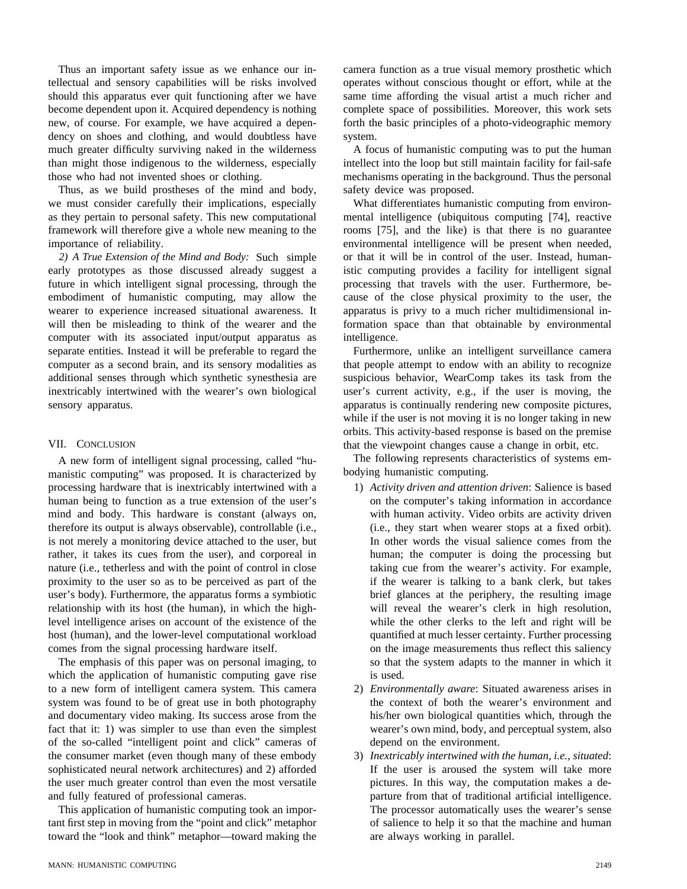Thus an important safety issue as we enhance our intellectual and sensory capabilities will be risks involved should this apparatus ever quit functioning after we have become dependent upon it. Acquired dependency is nothing new, of course. For example, we have acquired a dependency on shoes and clothing, and would doubtless have much greater difficulty surviving naked in the wilderness than might those indigenous to the wilderness, especially those who had not invented shoes or clothing.

Thus, as we build prostheses of the mind and body, we must consider carefully their implications, especially as they pertain to personal safety. This new computational framework will therefore give a whole new meaning to the importance of reliability.

*2) A True Extension of the Mind and Body:* Such simple early prototypes as those discussed already suggest a future in which intelligent signal processing, through the embodiment of humanistic computing, may allow the wearer to experience increased situational awareness. It will then be misleading to think of the wearer and the computer with its associated input/output apparatus as separate entities. Instead it will be preferable to regard the computer as a second brain, and its sensory modalities as additional senses through which synthetic synesthesia are inextricably intertwined with the wearer's own biological sensory apparatus.

## VII. Conclusion

A new form of intelligent signal processing, called "humanistic computing" was proposed. It is characterized by processing hardware that is inextricably intertwined with a human being to function as a true extension of the user's mind and body. This hardware is constant (always on, therefore its output is always observable), controllable (i.e., is not merely a monitoring device attached to the user, but rather, it takes its cues from the user), and corporeal in nature (i.e., tetherless and with the point of control in close proximity to the user so as to be perceived as part of the user's body). Furthermore, the apparatus forms a symbiotic relationship with its host (the human), in which the high-level intelligence arises on account of the existence of the host (human), and the lower-level computational workload comes from the signal processing hardware itself.

The emphasis of this paper was on personal imaging, to which the application of humanistic computing gave rise to a new form of intelligent camera system. This camera system was found to be of great use in both photography and documentary video making. Its success arose from the fact that it: 1) was simpler to use than even the simplest of the so-called "intelligent point and click" cameras of the consumer market (even though many of these embody sophisticated neural network architectures) and 2) afforded the user much greater control than even the most versatile and fully featured of professional cameras.

This application of humanistic computing took an important first step in moving from the "point and click" metaphor toward the "look and think" metaphor—toward making the camera function as a true visual memory prosthetic which operates without conscious thought or effort, while at the same time affording the visual artist a much richer and complete space of possibilities. Moreover, this work sets forth the basic principles of a photo-videographic memory system.

A focus of humanistic computing was to put the human intellect into the loop but still maintain facility for fail-safe mechanisms operating in the background. Thus the personal safety device was proposed.

What differentiates humanistic computing from environmental intelligence (ubiquitous computing [74], reactive rooms [75], and the like) is that there is no guarantee environmental intelligence will be present when needed, or that it will be in control of the user. Instead, humanistic computing provides a facility for intelligent signal processing that travels with the user. Furthermore, because of the close physical proximity to the user, the apparatus is privy to a much richer multidimensional information space than that obtainable by environmental intelligence.

Furthermore, unlike an intelligent surveillance camera that people attempt to endow with an ability to recognize suspicious behavior, WearComp takes its task from the user's current activity, e.g., if the user is moving, the apparatus is continually rendering new composite pictures, while if the user is not moving it is no longer taking in new orbits. This activity-based response is based on the premise that the viewpoint changes cause a change in orbit, etc.

The following represents characteristics of systems embodying humanistic computing.

1) *Activity driven and attention driven*: Salience is based on the computer's taking information in accordance with human activity. Video orbits are activity driven (i.e., they start when wearer stops at a fixed orbit). In other words the visual salience comes from the human; the computer is doing the processing but taking cue from the wearer's activity. For example, if the wearer is talking to a bank clerk, but takes brief glances at the periphery, the resulting image will reveal the wearer's clerk in high resolution, while the other clerks to the left and right will be quantified at much lesser certainty. Further processing on the image measurements thus reflect this saliency so that the system adapts to the manner in which it is used.
2) *Environmentally aware*: Situated awareness arises in the context of both the wearer's environment and his/her own biological quantities which, through the wearer's own mind, body, and perceptual system, also depend on the environment.
3) *Inextricably intertwined with the human, i.e., situated*: If the user is aroused the system will take more pictures. In this way, the computation makes a departure from that of traditional artificial intelligence. The processor automatically uses the wearer's sense of salience to help it so that the machine and human are always working in parallel.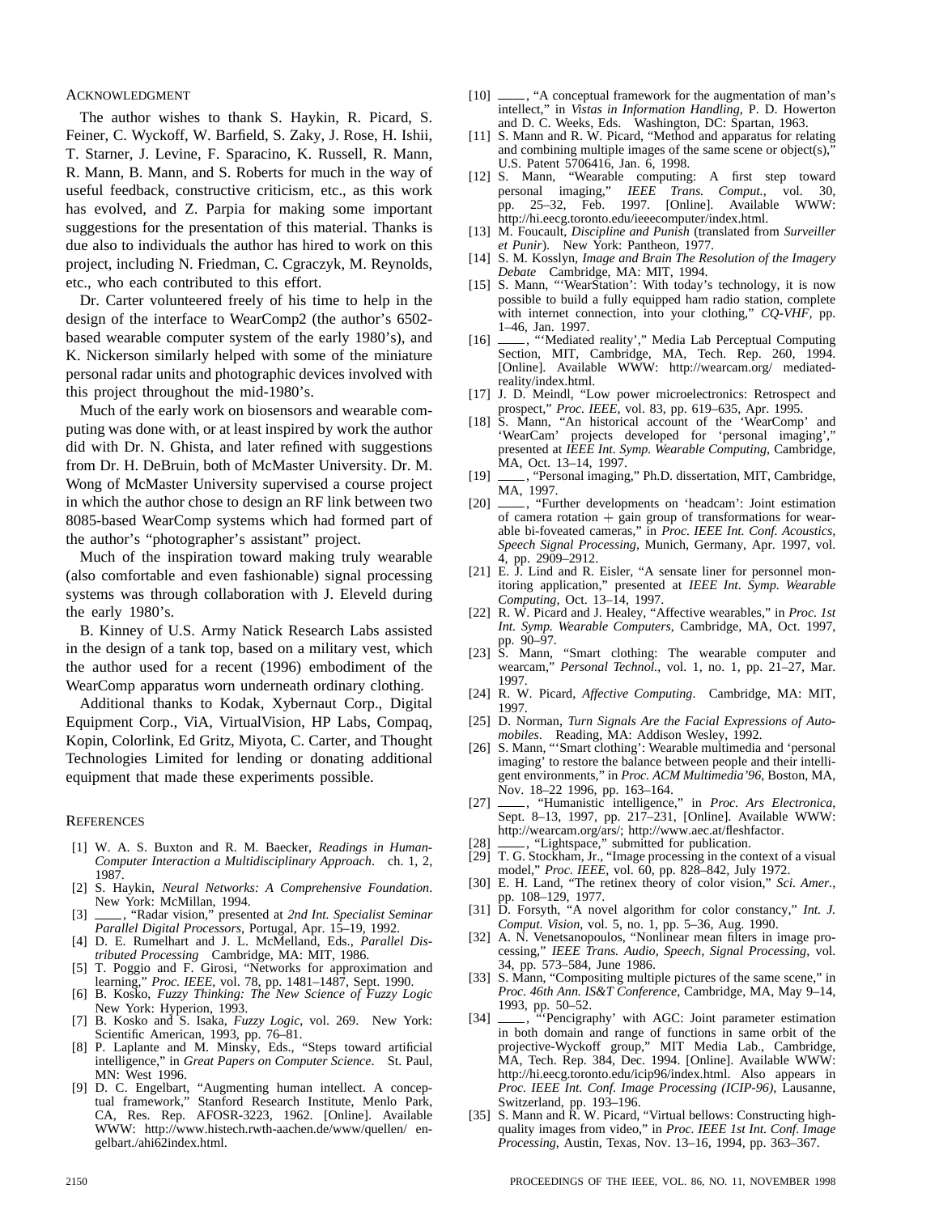## ACKNOWLEDGMENT

The author wishes to thank S. Haykin, R. Picard, S. Feiner, C. Wyckoff, W. Barfield, S. Zaky, J. Rose, H. Ishii, T. Starner, J. Levine, F. Sparacino, K. Russell, R. Mann, R. Mann, B. Mann, and S. Roberts for much in the way of useful feedback, constructive criticism, etc., as this work has evolved, and Z. Parpia for making some important suggestions for the presentation of this material. Thanks is due also to individuals the author has hired to work on this project, including N. Friedman, C. Cgraczyk, M. Reynolds, etc., who each contributed to this effort.

Dr. Carter volunteered freely of his time to help in the design of the interface to WearComp2 (the author's 6502-based wearable computer system of the early 1980's), and K. Nickerson similarly helped with some of the miniature personal radar units and photographic devices involved with this project throughout the mid-1980's.

Much of the early work on biosensors and wearable computing was done with, or at least inspired by work the author did with Dr. N. Ghista, and later refined with suggestions from Dr. H. DeBruin, both of McMaster University. Dr. M. Wong of McMaster University supervised a course project in which the author chose to design an RF link between two 8085-based WearComp systems which had formed part of the author's "photographer's assistant" project.

Much of the inspiration toward making truly wearable (also comfortable and even fashionable) signal processing systems was through collaboration with J. Eleveld during the early 1980's.

B. Kinney of U.S. Army Natick Research Labs assisted in the design of a tank top, based on a military vest, which the author used for a recent (1996) embodiment of the WearComp apparatus worn underneath ordinary clothing.

Additional thanks to Kodak, Xybernaut Corp., Digital Equipment Corp., ViA, VirtualVision, HP Labs, Compaq, Kopin, Colorlink, Ed Gritz, Miyota, C. Carter, and Thought Technologies Limited for lending or donating additional equipment that made these experiments possible.

## REFERENCES

[1] W. A. S. Buxton and R. M. Baecker, *Readings in Human-Computer Interaction a Multidisciplinary Approach*. ch. 1, 2, 1987.

[2] S. Haykin, *Neural Networks: A Comprehensive Foundation*. New York: McMillan, 1994.

[3] ——, "Radar vision," presented at *2nd Int. Specialist Seminar Parallel Digital Processors*, Portugal, Apr. 15–19, 1992.

[4] D. E. Rumelhart and J. L. McMelland, Eds., *Parallel Distributed Processing* Cambridge, MA: MIT, 1986.

[5] T. Poggio and F. Girosi, "Networks for approximation and learning," *Proc. IEEE*, vol. 78, pp. 1481–1487, Sept. 1990.

[6] B. Kosko, *Fuzzy Thinking: The New Science of Fuzzy Logic* New York: Hyperion, 1993.

[7] B. Kosko and S. Isaka, *Fuzzy Logic*, vol. 269. New York: Scientific American, 1993, pp. 76–81.

[8] P. Laplante and M. Minsky, Eds., "Steps toward artificial intelligence," in *Great Papers on Computer Science*. St. Paul, MN: West 1996.

[9] D. C. Engelbart, "Augmenting human intellect. A conceptual framework," Stanford Research Institute, Menlo Park, CA, Res. Rep. AFOSR-3223, 1962. [Online]. Available WWW: http://www.histech.rwth-aachen.de/www/quellen/ engelbart./ahi62index.html.

[10] ——, "A conceptual framework for the augmentation of man's intellect," in *Vistas in Information Handling*, P. D. Howerton and D. C. Weeks, Eds. Washington, DC: Spartan, 1963.

[11] S. Mann and R. W. Picard, "Method and apparatus for relating and combining multiple images of the same scene or object(s)," U.S. Patent 5706416, Jan. 6, 1998.

[12] S. Mann, "Wearable computing: A first step toward personal imaging," *IEEE Trans. Comput.*, vol. 30, pp. 25–32, Feb. 1997. [Online]. Available WWW: http://hi.eecg.toronto.edu/ieeecomputer/index.html.

[13] M. Foucault, *Discipline and Punish* (translated from *Surveiller et Punir*). New York: Pantheon, 1977.

[14] S. M. Kosslyn, *Image and Brain The Resolution of the Imagery Debate* Cambridge, MA: MIT, 1994.

[15] S. Mann, "'WearStation': With today's technology, it is now possible to build a fully equipped ham radio station, complete with internet connection, into your clothing," *CQ-VHF*, pp. 1–46, Jan. 1997.

[16] ——, "'Mediated reality'," Media Lab Perceptual Computing Section, MIT, Cambridge, MA, Tech. Rep. 260, 1994. [Online]. Available WWW: http://wearcam.org/ mediated-reality/index.html.

[17] J. D. Meindl, "Low power microelectronics: Retrospect and prospect," *Proc. IEEE*, vol. 83, pp. 619–635, Apr. 1995.

[18] S. Mann, "An historical account of the 'WearComp' and 'WearCam' projects developed for 'personal imaging'," presented at *IEEE Int. Symp. Wearable Computing*, Cambridge, MA, Oct. 13–14, 1997.

[19] ——, "Personal imaging," Ph.D. dissertation, MIT, Cambridge, MA, 1997.

[20] ——, "Further developments on 'headcam': Joint estimation of camera rotation + gain group of transformations for wearable bi-foveated cameras," in *Proc. IEEE Int. Conf. Acoustics, Speech Signal Processing*, Munich, Germany, Apr. 1997, vol. 4, pp. 2909–2912.

[21] E. J. Lind and R. Eisler, "A sensate liner for personnel monitoring application," presented at *IEEE Int. Symp. Wearable Computing*, Oct. 13–14, 1997.

[22] R. W. Picard and J. Healey, "Affective wearables," in *Proc. 1st Int. Symp. Wearable Computers*, Cambridge, MA, Oct. 1997, pp. 90–97.

[23] S. Mann, "Smart clothing: The wearable computer and wearcam," *Personal Technol.*, vol. 1, no. 1, pp. 21–27, Mar. 1997.

[24] R. W. Picard, *Affective Computing*. Cambridge, MA: MIT, 1997.

[25] D. Norman, *Turn Signals Are the Facial Expressions of Automobiles*. Reading, MA: Addison Wesley, 1992.

[26] S. Mann, "'Smart clothing': Wearable multimedia and 'personal imaging' to restore the balance between people and their intelligent environments," in *Proc. ACM Multimedia'96*, Boston, MA, Nov. 18–22 1996, pp. 163–164.

[27] ——, "Humanistic intelligence," in *Proc. Ars Electronica*, Sept. 8–13, 1997, pp. 217–231, [Online]. Available WWW: http://wearcam.org/ars/; http://www.aec.at/fleshfactor.

[28] ——, "Lightspace," submitted for publication.

[29] T. G. Stockham, Jr., "Image processing in the context of a visual model," *Proc. IEEE*, vol. 60, pp. 828–842, July 1972.

[30] E. H. Land, "The retinex theory of color vision," *Sci. Amer.*, pp. 108–129, 1977.

[31] D. Forsyth, "A novel algorithm for color constancy," *Int. J. Comput. Vision*, vol. 5, no. 1, pp. 5–36, Aug. 1990.

[32] A. N. Venetsanopoulos, "Nonlinear mean filters in image processing," *IEEE Trans. Audio, Speech, Signal Processing*, vol. 34, pp. 573–584, June 1986.

[33] S. Mann, "Compositing multiple pictures of the same scene," in *Proc. 46th Ann. IS&T Conference*, Cambridge, MA, May 9–14, 1993, pp. 50–52.

[34] ——, "'Pencigraphy' with AGC: Joint parameter estimation in both domain and range of functions in same orbit of the projective-Wyckoff group," MIT Media Lab., Cambridge, MA, Tech. Rep. 384, Dec. 1994. [Online]. Available WWW: http://hi.eecg.toronto.edu/icip96/index.html. Also appears in *Proc. IEEE Int. Conf. Image Processing (ICIP-96)*, Lausanne, Switzerland, pp. 193–196.

[35] S. Mann and R. W. Picard, "Virtual bellows: Constructing high-quality images from video," in *Proc. IEEE 1st Int. Conf. Image Processing*, Austin, Texas, Nov. 13–16, 1994, pp. 363–367.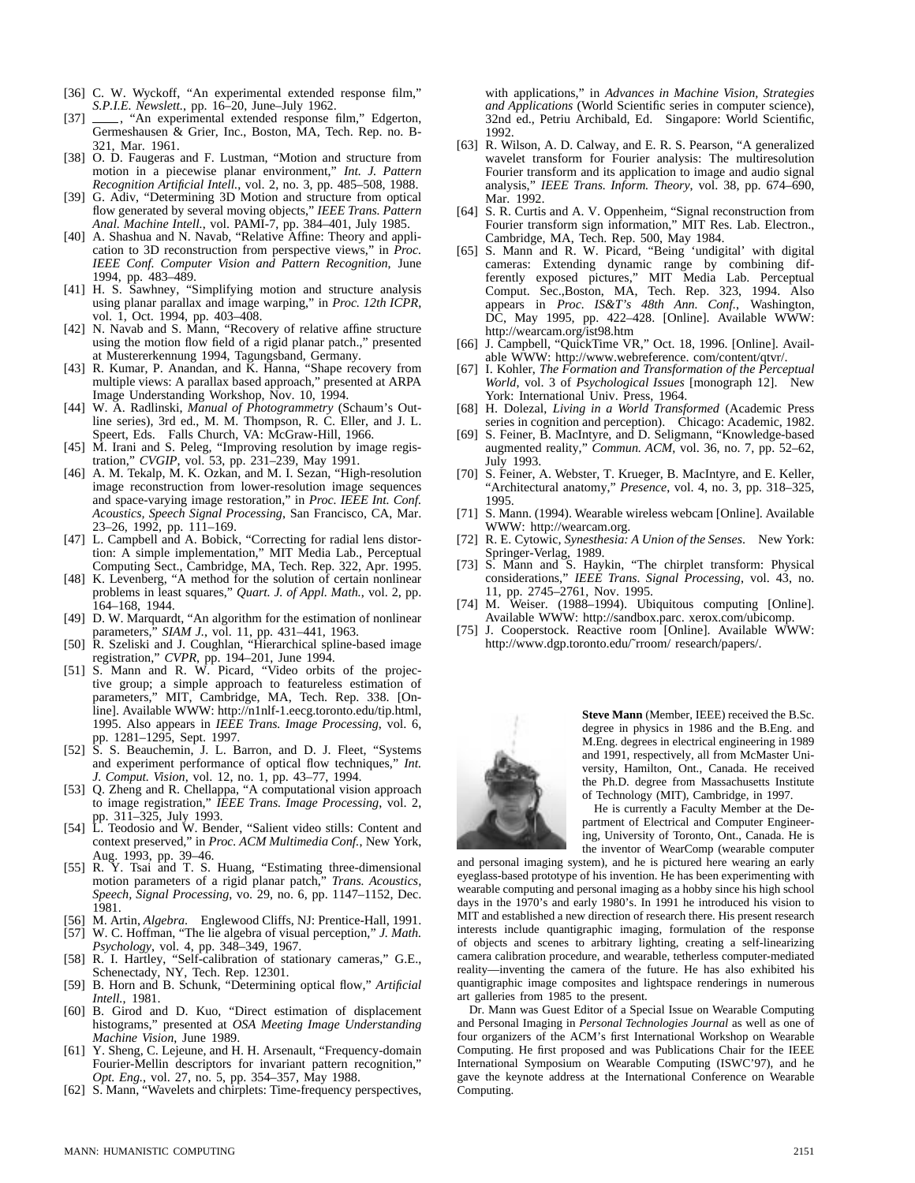[36] C. W. Wyckoff, "An experimental extended response film," *S.P.I.E. Newslett.*, pp. 16–20, June–July 1962.

[37] ——, "An experimental extended response film," Edgerton, Germeshausen & Grier, Inc., Boston, MA, Tech. Rep. no. B-321, Mar. 1961.

[38] O. D. Faugeras and F. Lustman, "Motion and structure from motion in a piecewise planar environment," *Int. J. Pattern Recognition Artificial Intell.*, vol. 2, no. 3, pp. 485–508, 1988.

[39] G. Adiv, "Determining 3D Motion and structure from optical flow generated by several moving objects," *IEEE Trans. Pattern Anal. Machine Intell.*, vol. PAMI-7, pp. 384–401, July 1985.

[40] A. Shashua and N. Navab, "Relative Affine: Theory and application to 3D reconstruction from perspective views," in *Proc. IEEE Conf. Computer Vision and Pattern Recognition*, June 1994, pp. 483–489.

[41] H. S. Sawhney, "Simplifying motion and structure analysis using planar parallax and image warping," in *Proc. 12th ICPR*, vol. 1, Oct. 1994, pp. 403–408.

[42] N. Navab and S. Mann, "Recovery of relative affine structure using the motion flow field of a rigid planar patch.," presented at Mustererkennung 1994, Tagungsband, Germany.

[43] R. Kumar, P. Anandan, and K. Hanna, "Shape recovery from multiple views: A parallax based approach," presented at ARPA Image Understanding Workshop, Nov. 10, 1994.

[44] W. A. Radlinski, *Manual of Photogrammetry* (Schaum's Outline series), 3rd ed., M. M. Thompson, R. C. Eller, and J. L. Speert, Eds. Falls Church, VA: McGraw-Hill, 1966.

[45] M. Irani and S. Peleg, "Improving resolution by image registration," *CVGIP*, vol. 53, pp. 231–239, May 1991.

[46] A. M. Tekalp, M. K. Ozkan, and M. I. Sezan, "High-resolution image reconstruction from lower-resolution image sequences and space-varying image restoration," in *Proc. IEEE Int. Conf. Acoustics, Speech Signal Processing*, San Francisco, CA, Mar. 23–26, 1992, pp. 111–169.

[47] L. Campbell and A. Bobick, "Correcting for radial lens distortion: A simple implementation," MIT Media Lab., Perceptual Computing Sect., Cambridge, MA, Tech. Rep. 322, Apr. 1995.

[48] K. Levenberg, "A method for the solution of certain nonlinear problems in least squares," *Quart. J. of Appl. Math.*, vol. 2, pp. 164–168, 1944.

[49] D. W. Marquardt, "An algorithm for the estimation of nonlinear parameters," *SIAM J.*, vol. 11, pp. 431–441, 1963.

[50] R. Szeliski and J. Coughlan, "Hierarchical spline-based image registration," *CVPR*, pp. 194–201, June 1994.

[51] S. Mann and R. W. Picard, "Video orbits of the projective group; a simple approach to featureless estimation of parameters," MIT, Cambridge, MA, Tech. Rep. 338. [Online]. Available WWW: http://n1nlf-1.eecg.toronto.edu/tip.html, 1995. Also appears in *IEEE Trans. Image Processing*, vol. 6, pp. 1281–1295, Sept. 1997.

[52] S. S. Beauchemin, J. L. Barron, and D. J. Fleet, "Systems and experiment performance of optical flow techniques," *Int. J. Comput. Vision*, vol. 12, no. 1, pp. 43–77, 1994.

[53] Q. Zheng and R. Chellappa, "A computational vision approach to image registration," *IEEE Trans. Image Processing*, vol. 2, pp. 311–325, July 1993.

[54] L. Teodosio and W. Bender, "Salient video stills: Content and context preserved," in *Proc. ACM Multimedia Conf.*, New York, Aug. 1993, pp. 39–46.

[55] R. Y. Tsai and T. S. Huang, "Estimating three-dimensional motion parameters of a rigid planar patch," *Trans. Acoustics, Speech, Signal Processing*, vo. 29, no. 6, pp. 1147–1152, Dec. 1981.

[56] M. Artin, *Algebra*. Englewood Cliffs, NJ: Prentice-Hall, 1991.

[57] W. C. Hoffman, "The lie algebra of visual perception," *J. Math. Psychology*, vol. 4, pp. 348–349, 1967.

[58] R. I. Hartley, "Self-calibration of stationary cameras," G.E., Schenectady, NY, Tech. Rep. 12301.

[59] B. Horn and B. Schunk, "Determining optical flow," *Artificial Intell.*, 1981.

[60] B. Girod and D. Kuo, "Direct estimation of displacement histograms," presented at *OSA Meeting Image Understanding Machine Vision*, June 1989.

[61] Y. Sheng, C. Lejeune, and H. H. Arsenault, "Frequency-domain Fourier-Mellin descriptors for invariant pattern recognition," *Opt. Eng.*, vol. 27, no. 5, pp. 354–357, May 1988.

[62] S. Mann, "Wavelets and chirplets: Time-frequency perspectives, with applications," in *Advances in Machine Vision, Strategies and Applications* (World Scientific series in computer science), 32nd ed., Petriu Archibald, Ed. Singapore: World Scientific, 1992.

[63] R. Wilson, A. D. Calway, and E. R. S. Pearson, "A generalized wavelet transform for Fourier analysis: The multiresolution Fourier transform and its application to image and audio signal analysis," *IEEE Trans. Inform. Theory*, vol. 38, pp. 674–690, Mar. 1992.

[64] S. R. Curtis and A. V. Oppenheim, "Signal reconstruction from Fourier transform sign information," MIT Res. Lab. Electron., Cambridge, MA, Tech. Rep. 500, May 1984.

[65] S. Mann and R. W. Picard, "Being 'undigital' with digital cameras: Extending dynamic range by combining differently exposed pictures," MIT Media Lab. Perceptual Comput. Sec.,Boston, MA, Tech. Rep. 323, 1994. Also appears in *Proc. IS&T's 48th Ann. Conf.*, Washington, DC, May 1995, pp. 422–428. [Online]. Available WWW: http://wearcam.org/ist98.htm

[66] J. Campbell, "QuickTime VR," Oct. 18, 1996. [Online]. Available WWW: http://www.webreference. com/content/qtvr/.

[67] I. Kohler, *The Formation and Transformation of the Perceptual World*, vol. 3 of *Psychological Issues* [monograph 12]. New York: International Univ. Press, 1964.

[68] H. Dolezal, *Living in a World Transformed* (Academic Press series in cognition and perception). Chicago: Academic, 1982.

[69] S. Feiner, B. MacIntyre, and D. Seligmann, "Knowledge-based augmented reality," *Commun. ACM*, vol. 36, no. 7, pp. 52–62, July 1993.

[70] S. Feiner, A. Webster, T. Krueger, B. MacIntyre, and E. Keller, "Architectural anatomy," *Presence*, vol. 4, no. 3, pp. 318–325, 1995.

[71] S. Mann. (1994). Wearable wireless webcam [Online]. Available WWW: http://wearcam.org.

[72] R. E. Cytowic, *Synesthesia: A Union of the Senses*. New York: Springer-Verlag, 1989.

[73] S. Mann and S. Haykin, "The chirplet transform: Physical considerations," *IEEE Trans. Signal Processing*, vol. 43, no. 11, pp. 2745–2761, Nov. 1995.

[74] M. Weiser. (1988–1994). Ubiquitous computing [Online]. Available WWW: http://sandbox.parc. xerox.com/ubicomp.

[75] J. Cooperstock. Reactive room [Online]. Available WWW: http://www.dgp.toronto.edu/˜rroom/ research/papers/.

**Steve Mann** (Member, IEEE) received the B.Sc. degree in physics in 1986 and the B.Eng. and M.Eng. degrees in electrical engineering in 1989 and 1991, respectively, all from McMaster University, Hamilton, Ont., Canada. He received the Ph.D. degree from Massachusetts Institute of Technology (MIT), Cambridge, in 1997.

He is currently a Faculty Member at the Department of Electrical and Computer Engineering, University of Toronto, Ont., Canada. He is the inventor of WearComp (wearable computer and personal imaging system), and he is pictured here wearing an early eyeglass-based prototype of his invention. He has been experimenting with wearable computing and personal imaging as a hobby since his high school days in the 1970's and early 1980's. In 1991 he introduced his vision to MIT and established a new direction of research there. His present research interests include quantigraphic imaging, formulation of the response of objects and scenes to arbitrary lighting, creating a self-linearizing camera calibration procedure, and wearable, tetherless computer-mediated reality—inventing the camera of the future. He has also exhibited his quantigraphic image composites and lightspace renderings in numerous art galleries from 1985 to the present.

Dr. Mann was Guest Editor of a Special Issue on Wearable Computing and Personal Imaging in *Personal Technologies Journal* as well as one of four organizers of the ACM's first International Workshop on Wearable Computing. He first proposed and was Publications Chair for the IEEE International Symposium on Wearable Computing (ISWC'97), and he gave the keynote address at the International Conference on Wearable Computing.